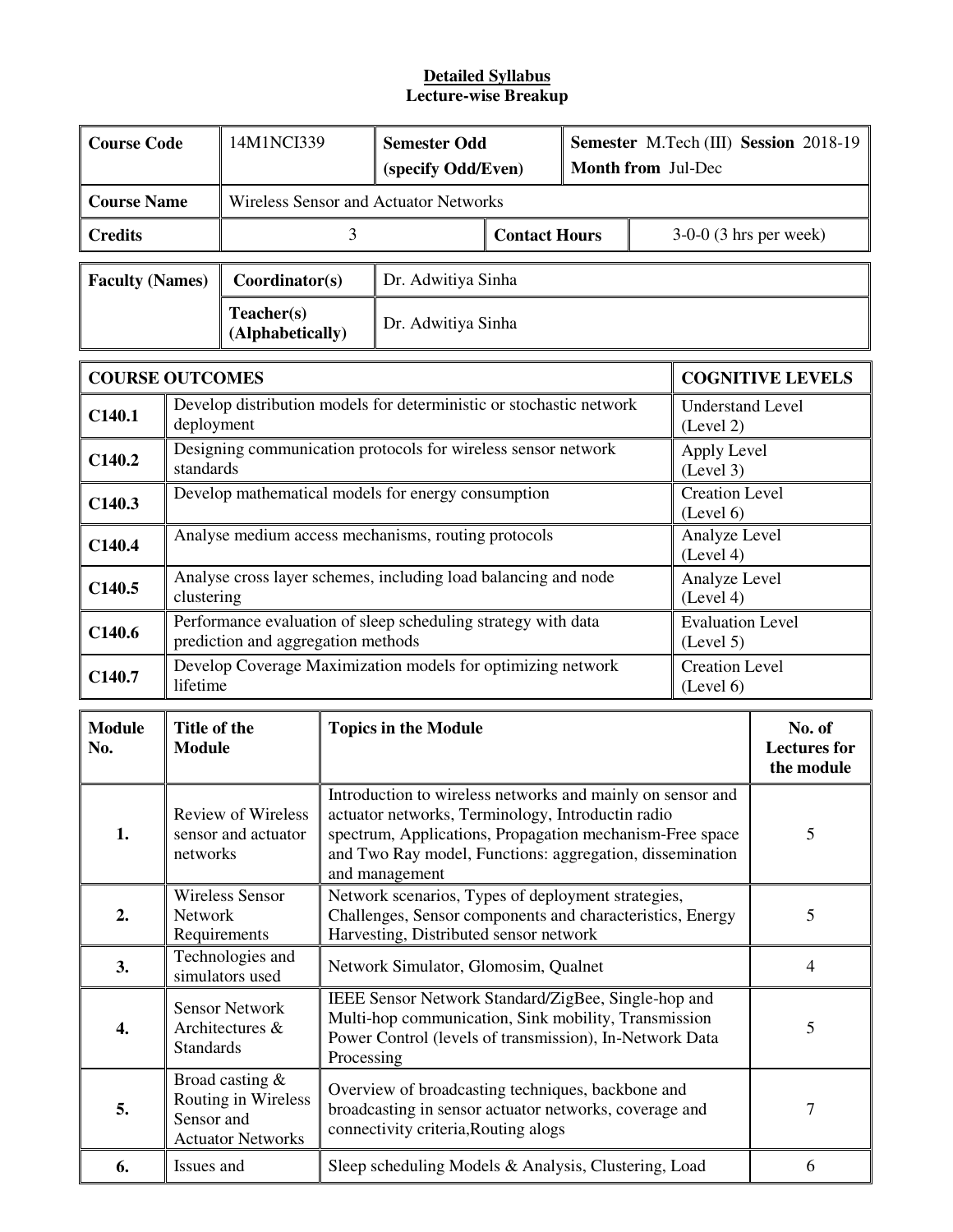**Detailed Syllabus**
**Lecture-wise Breakup**

| **Course Code** | 14M1NCI339 | **Semester Odd (specify Odd/Even)** | **Semester** M.Tech (III) **Session** 2018-19 **Month from** Jul-Dec |
|---|---|---|---|
| **Course Name** | Wireless Sensor and Actuator Networks | | |
| **Credits** | 3 | **Contact Hours** | 3-0-0 (3 hrs per week) |

| **Faculty (Names)** | **Coordinator(s)** | Dr. Adwitiya Sinha |
|---|---|---|
| | **Teacher(s) (Alphabetically)** | Dr. Adwitiya Sinha |

| **COURSE OUTCOMES** | | **COGNITIVE LEVELS** |
|---|---|---|
| **C140.1** | Develop distribution models for deterministic or stochastic network deployment | Understand Level (Level 2) |
| **C140.2** | Designing communication protocols for wireless sensor network standards | Apply Level (Level 3) |
| **C140.3** | Develop mathematical models for energy consumption | Creation Level (Level 6) |
| **C140.4** | Analyse medium access mechanisms, routing protocols | Analyze Level (Level 4) |
| **C140.5** | Analyse cross layer schemes, including load balancing and node clustering | Analyze Level (Level 4) |
| **C140.6** | Performance evaluation of sleep scheduling strategy with data prediction and aggregation methods | Evaluation Level (Level 5) |
| **C140.7** | Develop Coverage Maximization models for optimizing network lifetime | Creation Level (Level 6) |

| **Module No.** | **Title of the Module** | **Topics in the Module** | **No. of Lectures for the module** |
|---|---|---|---|
| **1.** | Review of Wireless sensor and actuator networks | Introduction to wireless networks and mainly on sensor and actuator networks, Terminology, Introductin radio spectrum, Applications, Propagation mechanism-Free space and Two Ray model, Functions: aggregation, dissemination and management | 5 |
| **2.** | Wireless Sensor Network Requirements | Network scenarios, Types of deployment strategies, Challenges, Sensor components and characteristics, Energy Harvesting, Distributed sensor network | 5 |
| **3.** | Technologies and simulators used | Network Simulator, Glomosim, Qualnet | 4 |
| **4.** | Sensor Network Architectures & Standards | IEEE Sensor Network Standard/ZigBee, Single-hop and Multi-hop communication, Sink mobility, Transmission Power Control (levels of transmission), In-Network Data Processing | 5 |
| **5.** | Broad casting & Routing in Wireless Sensor and Actuator Networks | Overview of broadcasting techniques, backbone and broadcasting in sensor actuator networks, coverage and connectivity criteria,Routing alogs | 7 |
| **6.** | Issues and | Sleep scheduling Models & Analysis, Clustering, Load | 6 |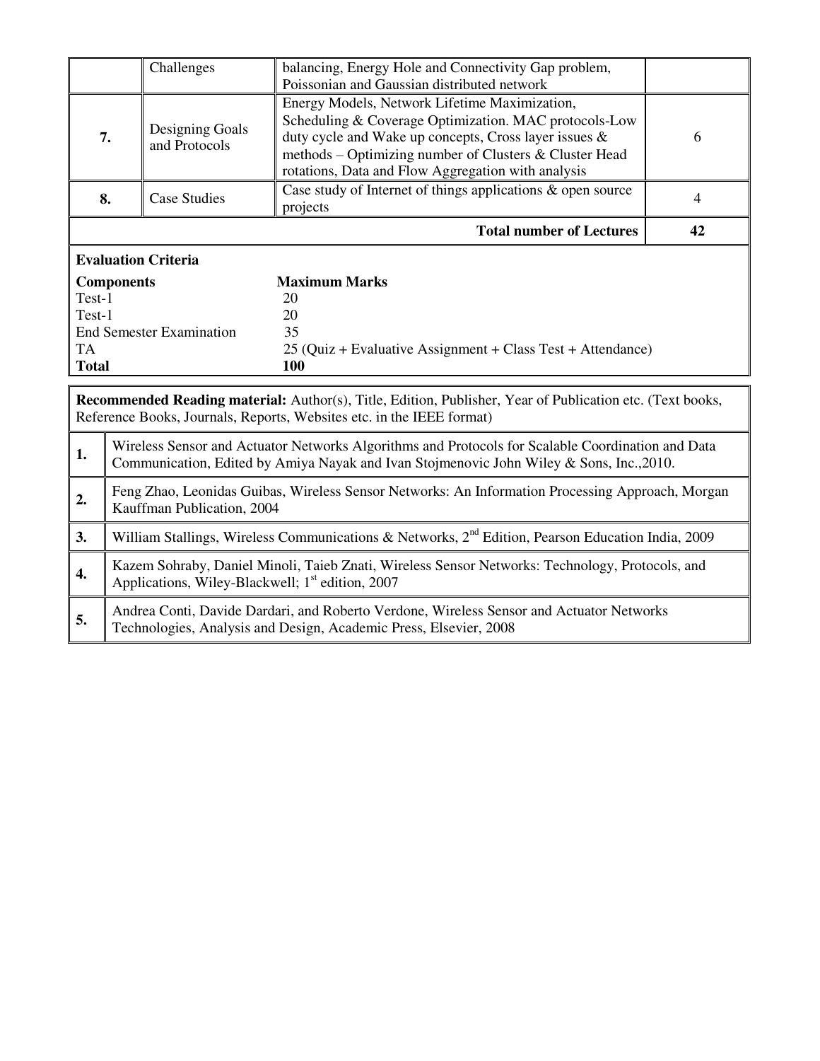|  | Challenges | balancing, Energy Hole and Connectivity Gap problem, Poissonian and Gaussian distributed network |  |
|---|---|---|---|
| 7. | Designing Goals and Protocols | Energy Models, Network Lifetime Maximization, Scheduling & Coverage Optimization. MAC protocols-Low duty cycle and Wake up concepts, Cross layer issues & methods – Optimizing number of Clusters & Cluster Head rotations, Data and Flow Aggregation with analysis | 6 |
| 8. | Case Studies | Case study of Internet of things applications & open source projects | 4 |
|  |  | **Total number of Lectures** | **42** |

**Evaluation Criteria**

| **Components** | **Maximum Marks** |
|---|---|
| Test-1 | 20 |
| Test-1 | 20 |
| End Semester Examination | 35 |
| TA | 25 (Quiz + Evaluative Assignment + Class Test + Attendance) |
| **Total** | **100** |

**Recommended Reading material:** Author(s), Title, Edition, Publisher, Year of Publication etc. (Text books, Reference Books, Journals, Reports, Websites etc. in the IEEE format)

| | |
|---|---|
| **1.** | Wireless Sensor and Actuator Networks Algorithms and Protocols for Scalable Coordination and Data Communication, Edited by Amiya Nayak and Ivan Stojmenovic John Wiley & Sons, Inc.,2010. |
| **2.** | Feng Zhao, Leonidas Guibas, Wireless Sensor Networks: An Information Processing Approach, Morgan Kauffman Publication, 2004 |
| **3.** | William Stallings, Wireless Communications & Networks, 2nd Edition, Pearson Education India, 2009 |
| **4.** | Kazem Sohraby, Daniel Minoli, Taieb Znati, Wireless Sensor Networks: Technology, Protocols, and Applications, Wiley-Blackwell; 1st edition, 2007 |
| **5.** | Andrea Conti, Davide Dardari, and Roberto Verdone, Wireless Sensor and Actuator Networks Technologies, Analysis and Design, Academic Press, Elsevier, 2008 |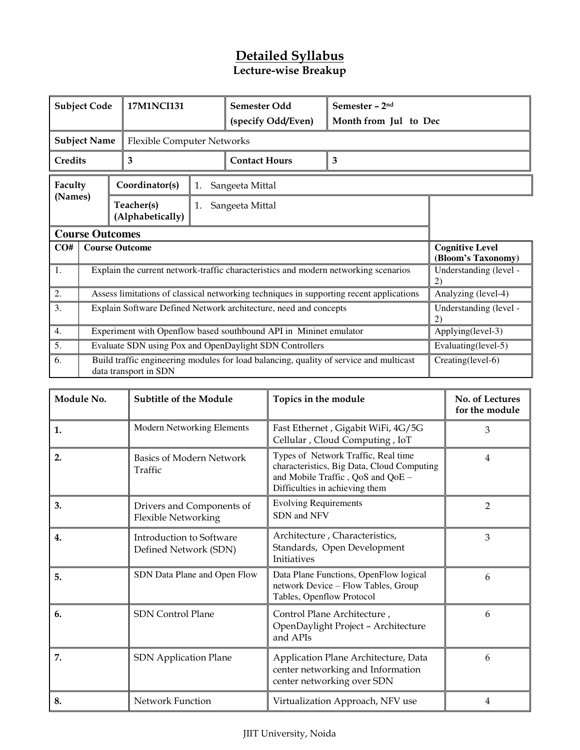# Detailed Syllabus

## Lecture-wise Breakup

| Subject Code | 17M1NCI131 | Semester Odd (specify Odd/Even) | Semester – 2nd Month from Jul to Dec |
|---|---|---|---|
| Subject Name | Flexible Computer Networks | | |
| Credits | 3 | Contact Hours | 3 |

| Faculty (Names) | Coordinator(s) | 1. Sangeeta Mittal |
|---|---|---|
| | Teacher(s) (Alphabetically) | 1. Sangeeta Mittal |

### Course Outcomes

| CO# | Course Outcome | Cognitive Level (Bloom's Taxonomy) |
|---|---|---|
| 1. | Explain the current network-traffic characteristics and modern networking scenarios | Understanding (level - 2) |
| 2. | Assess limitations of classical networking techniques in supporting recent applications | Analyzing (level-4) |
| 3. | Explain Software Defined Network architecture, need and concepts | Understanding (level - 2) |
| 4. | Experiment with Openflow based southbound API in Mininet emulator | Applying(level-3) |
| 5. | Evaluate SDN using Pox and OpenDaylight SDN Controllers | Evaluating(level-5) |
| 6. | Build traffic engineering modules for load balancing, quality of service and multicast data transport in SDN | Creating(level-6) |

| Module No. | Subtitle of the Module | Topics in the module | No. of Lectures for the module |
|---|---|---|---|
| 1. | Modern Networking Elements | Fast Ethernet , Gigabit WiFi, 4G/5G Cellular , Cloud Computing , IoT | 3 |
| 2. | Basics of Modern Network Traffic | Types of Network Traffic, Real time characteristics, Big Data, Cloud Computing and Mobile Traffic , QoS and QoE – Difficulties in achieving them | 4 |
| 3. | Drivers and Components of Flexible Networking | Evolving Requirements SDN and NFV | 2 |
| 4. | Introduction to Software Defined Network (SDN) | Architecture , Characteristics, Standards, Open Development Initiatives | 3 |
| 5. | SDN Data Plane and Open Flow | Data Plane Functions, OpenFlow logical network Device – Flow Tables, Group Tables, Openflow Protocol | 6 |
| 6. | SDN Control Plane | Control Plane Architecture , OpenDaylight Project – Architecture and APIs | 6 |
| 7. | SDN Application Plane | Application Plane Architecture, Data center networking and Information center networking over SDN | 6 |
| 8. | Network Function | Virtualization Approach, NFV use | 4 |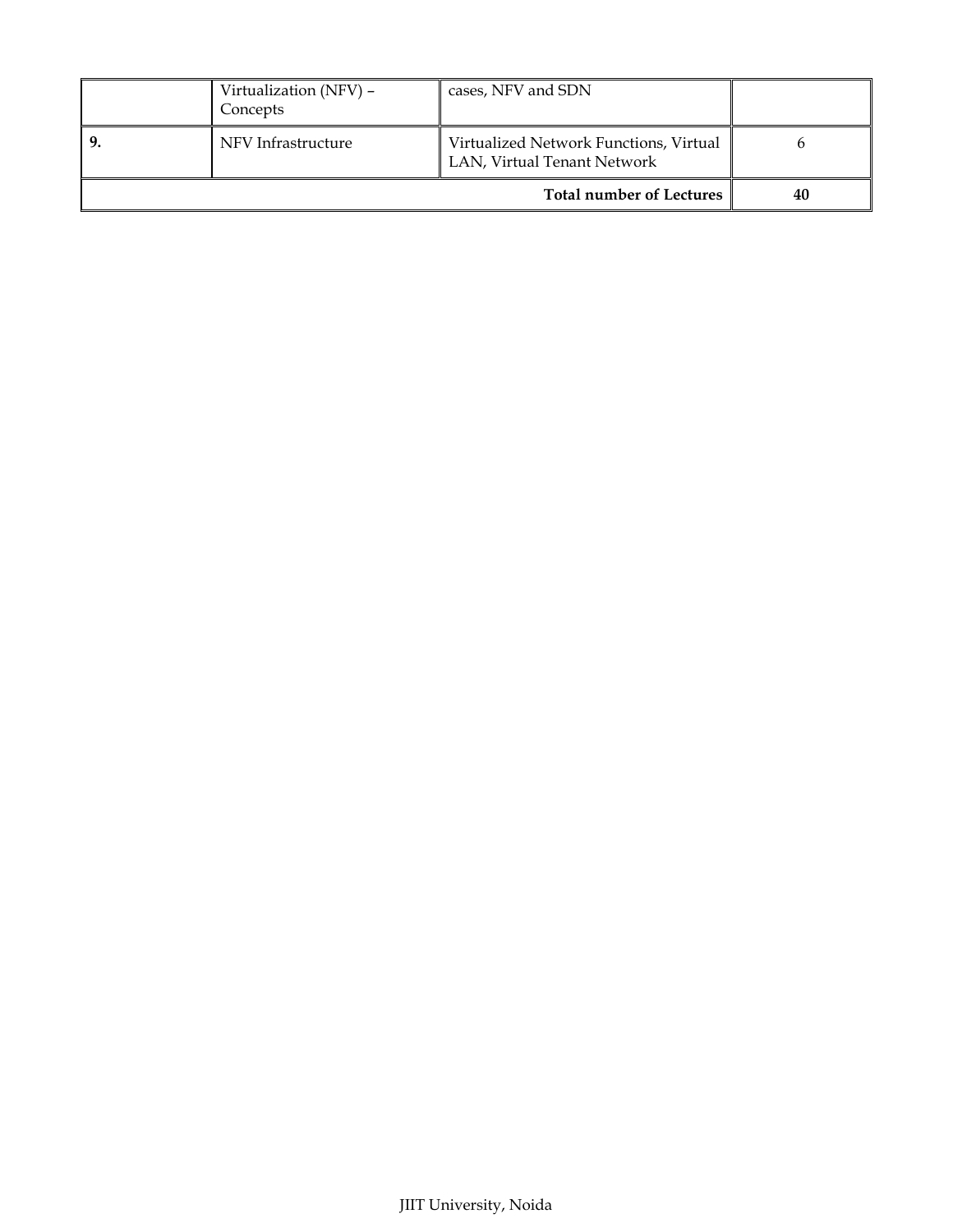| | | | |
|---|---|---|---|
| | Virtualization (NFV) – Concepts | cases, NFV and SDN | |
| 9. | NFV Infrastructure | Virtualized Network Functions, Virtual LAN, Virtual Tenant Network | 6 |
| **Total number of Lectures** | | | **40** |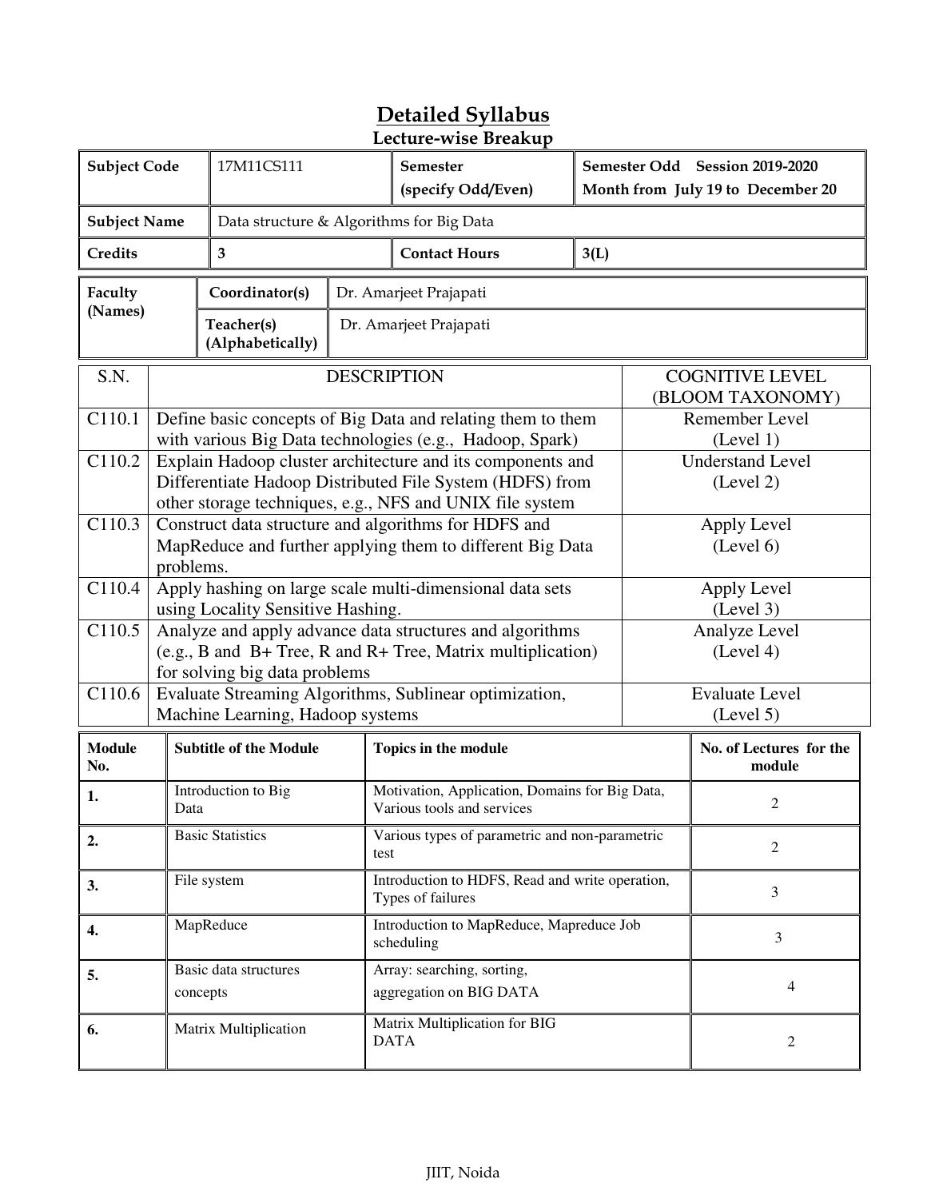# Detailed Syllabus

## Lecture-wise Breakup

| Subject Code | 17M11CS111 | Semester (specify Odd/Even) | Semester Odd Session 2019-2020 Month from July 19 to December 20 |
|---|---|---|---|
| Subject Name | Data structure & Algorithms for Big Data | | |
| Credits | 3 | Contact Hours | 3(L) |

| Faculty (Names) | Coordinator(s) | Dr. Amarjeet Prajapati |
|---|---|---|
| | Teacher(s) (Alphabetically) | Dr. Amarjeet Prajapati |

| S.N. | DESCRIPTION | COGNITIVE LEVEL (BLOOM TAXONOMY) |
|---|---|---|
| C110.1 | Define basic concepts of Big Data and relating them to them with various Big Data technologies (e.g., Hadoop, Spark) | Remember Level (Level 1) |
| C110.2 | Explain Hadoop cluster architecture and its components and Differentiate Hadoop Distributed File System (HDFS) from other storage techniques, e.g., NFS and UNIX file system | Understand Level (Level 2) |
| C110.3 | Construct data structure and algorithms for HDFS and MapReduce and further applying them to different Big Data problems. | Apply Level (Level 6) |
| C110.4 | Apply hashing on large scale multi-dimensional data sets using Locality Sensitive Hashing. | Apply Level (Level 3) |
| C110.5 | Analyze and apply advance data structures and algorithms (e.g., B and B+ Tree, R and R+ Tree, Matrix multiplication) for solving big data problems | Analyze Level (Level 4) |
| C110.6 | Evaluate Streaming Algorithms, Sublinear optimization, Machine Learning, Hadoop systems | Evaluate Level (Level 5) |

| Module No. | Subtitle of the Module | Topics in the module | No. of Lectures for the module |
|---|---|---|---|
| 1. | Introduction to Big Data | Motivation, Application, Domains for Big Data, Various tools and services | 2 |
| 2. | Basic Statistics | Various types of parametric and non-parametric test | 2 |
| 3. | File system | Introduction to HDFS, Read and write operation, Types of failures | 3 |
| 4. | MapReduce | Introduction to MapReduce, Mapreduce Job scheduling | 3 |
| 5. | Basic data structures concepts | Array: searching, sorting, aggregation on BIG DATA | 4 |
| 6. | Matrix Multiplication | Matrix Multiplication for BIG DATA | 2 |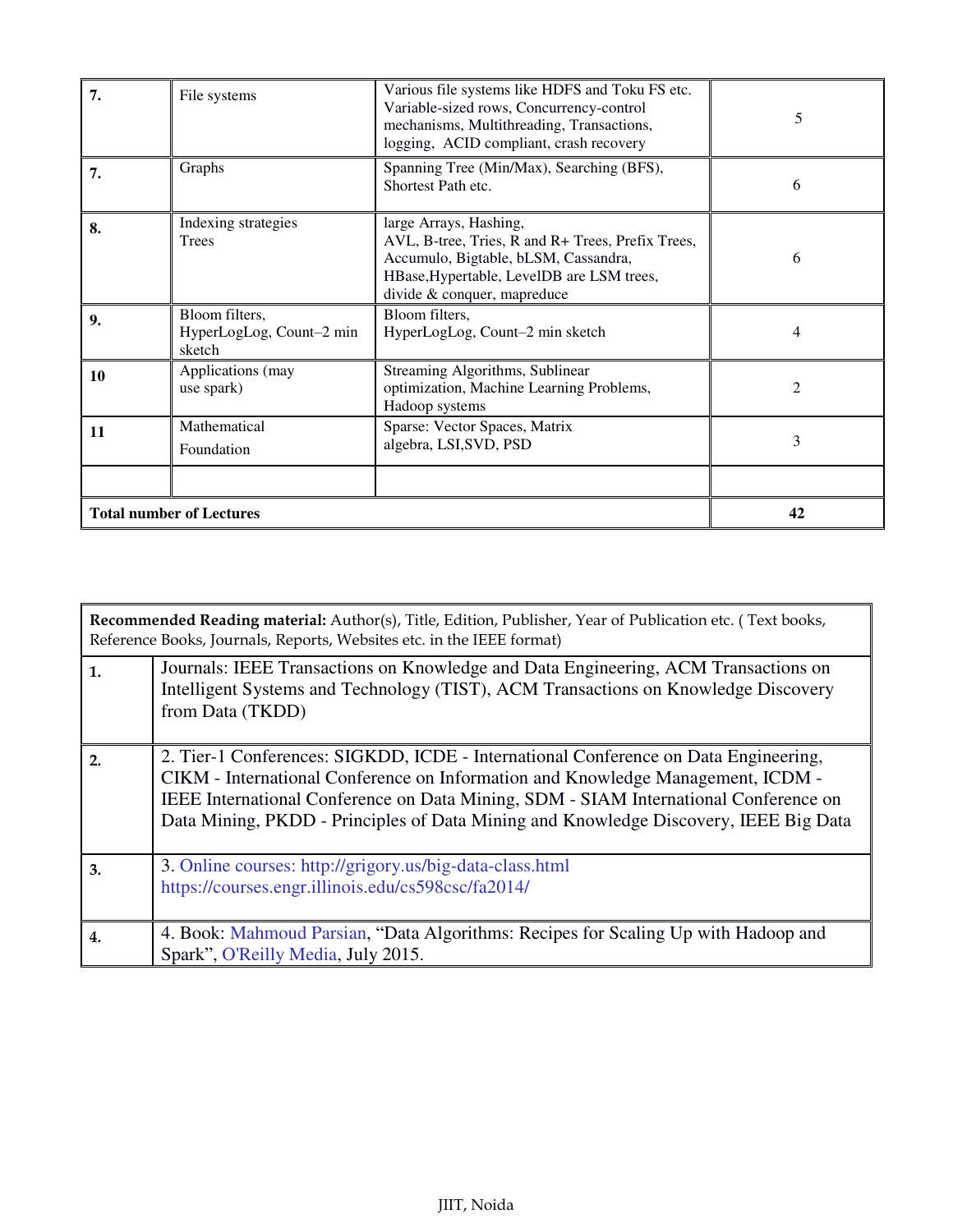| 7. | File systems | Various file systems like HDFS and Toku FS etc. Variable-sized rows, Concurrency-control mechanisms, Multithreading, Transactions, logging, ACID compliant, crash recovery | 5 |
|---|---|---|---|
| 7. | Graphs | Spanning Tree (Min/Max), Searching (BFS), Shortest Path etc. | 6 |
| 8. | Indexing strategies Trees | large Arrays, Hashing, AVL, B-tree, Tries, R and R+ Trees, Prefix Trees, Accumulo, Bigtable, bLSM, Cassandra, HBase,Hypertable, LevelDB are LSM trees, divide & conquer, mapreduce | 6 |
| 9. | Bloom filters, HyperLogLog, Count–2 min sketch | Bloom filters, HyperLogLog, Count–2 min sketch | 4 |
| 10 | Applications (may use spark) | Streaming Algorithms, Sublinear optimization, Machine Learning Problems, Hadoop systems | 2 |
| 11 | Mathematical Foundation | Sparse: Vector Spaces, Matrix algebra, LSI,SVD, PSD | 3 |
| | | | |
| **Total number of Lectures** | | | **42** |

| **Recommended Reading material:** Author(s), Title, Edition, Publisher, Year of Publication etc. ( Text books, Reference Books, Journals, Reports, Websites etc. in the IEEE format) | |
|---|---|
| 1. | Journals: IEEE Transactions on Knowledge and Data Engineering, ACM Transactions on Intelligent Systems and Technology (TIST), ACM Transactions on Knowledge Discovery from Data (TKDD) |
| 2. | 2. Tier-1 Conferences: SIGKDD, ICDE - International Conference on Data Engineering, CIKM - International Conference on Information and Knowledge Management, ICDM - IEEE International Conference on Data Mining, SDM - SIAM International Conference on Data Mining, PKDD - Principles of Data Mining and Knowledge Discovery, IEEE Big Data |
| 3. | 3. Online courses: http://grigory.us/big-data-class.html https://courses.engr.illinois.edu/cs598csc/fa2014/ |
| 4. | 4. Book: Mahmoud Parsian, "Data Algorithms: Recipes for Scaling Up with Hadoop and Spark", O'Reilly Media, July 2015. |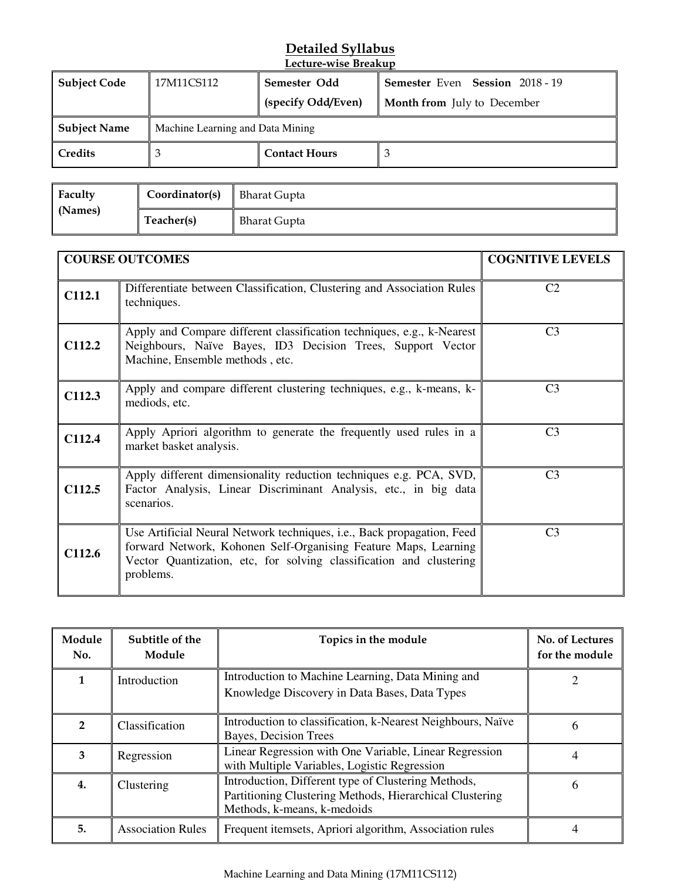# Detailed Syllabus

## Lecture-wise Breakup

| **Subject Code** | 17M11CS112 | **Semester Odd (specify Odd/Even)** | **Semester** Even **Session** 2018 - 19 **Month from** July to December |
|---|---|---|---|
| **Subject Name** | Machine Learning and Data Mining | | |
| **Credits** | 3 | **Contact Hours** | 3 |

| **Faculty (Names)** | **Coordinator(s)** | Bharat Gupta |
|---|---|---|
| | **Teacher(s)** | Bharat Gupta |

| **COURSE OUTCOMES** | | **COGNITIVE LEVELS** |
|---|---|---|
| **C112.1** | Differentiate between Classification, Clustering and Association Rules techniques. | C2 |
| **C112.2** | Apply and Compare different classification techniques, e.g., k-Nearest Neighbours, Naïve Bayes, ID3 Decision Trees, Support Vector Machine, Ensemble methods , etc. | C3 |
| **C112.3** | Apply and compare different clustering techniques, e.g., k-means, k-mediods, etc. | C3 |
| **C112.4** | Apply Apriori algorithm to generate the frequently used rules in a market basket analysis. | C3 |
| **C112.5** | Apply different dimensionality reduction techniques e.g. PCA, SVD, Factor Analysis, Linear Discriminant Analysis, etc., in big data scenarios. | C3 |
| **C112.6** | Use Artificial Neural Network techniques, i.e., Back propagation, Feed forward Network, Kohonen Self-Organising Feature Maps, Learning Vector Quantization, etc, for solving classification and clustering problems. | C3 |

| **Module No.** | **Subtitle of the Module** | **Topics in the module** | **No. of Lectures for the module** |
|---|---|---|---|
| **1** | Introduction | Introduction to Machine Learning, Data Mining and Knowledge Discovery in Data Bases, Data Types | 2 |
| **2** | Classification | Introduction to classification, k-Nearest Neighbours, Naïve Bayes, Decision Trees | 6 |
| **3** | Regression | Linear Regression with One Variable, Linear Regression with Multiple Variables, Logistic Regression | 4 |
| **4.** | Clustering | Introduction, Different type of Clustering Methods, Partitioning Clustering Methods, Hierarchical Clustering Methods, k-means, k-medoids | 6 |
| **5.** | Association Rules | Frequent itemsets, Apriori algorithm, Association rules | 4 |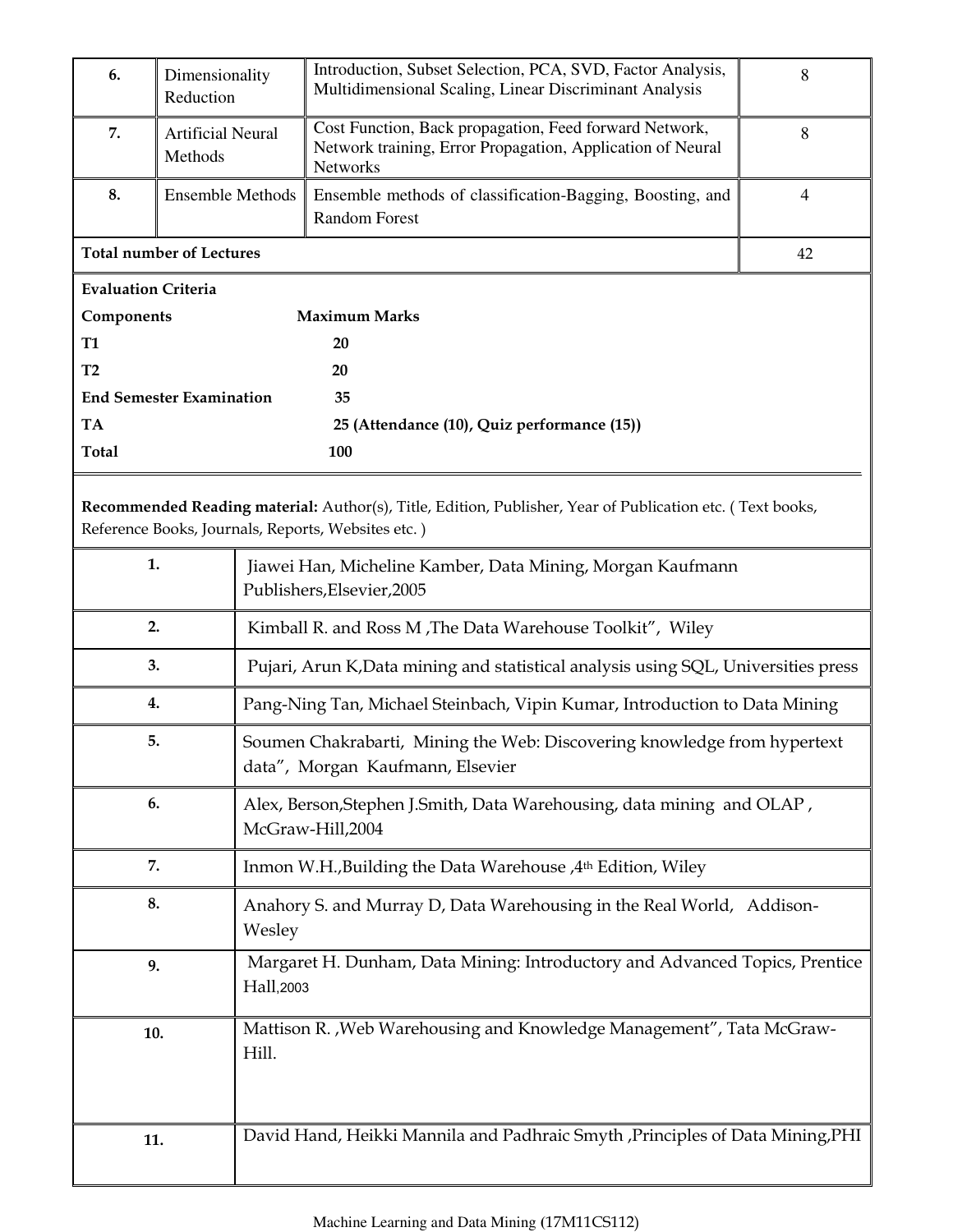| 6. | Dimensionality Reduction | Introduction, Subset Selection, PCA, SVD, Factor Analysis, Multidimensional Scaling, Linear Discriminant Analysis | 8 |
|---|---|---|---|
| 7. | Artificial Neural Methods | Cost Function, Back propagation, Feed forward Network, Network training, Error Propagation, Application of Neural Networks | 8 |
| 8. | Ensemble Methods | Ensemble methods of classification-Bagging, Boosting, and Random Forest | 4 |
| **Total number of Lectures** | | | 42 |

**Evaluation Criteria**

| **Components** | **Maximum Marks** |
|---|---|
| **T1** | **20** |
| **T2** | **20** |
| **End Semester Examination** | **35** |
| **TA** | **25 (Attendance (10), Quiz performance (15))** |
| **Total** | **100** |

**Recommended Reading material:** Author(s), Title, Edition, Publisher, Year of Publication etc. ( Text books, Reference Books, Journals, Reports, Websites etc. )

| | |
|---|---|
| 1. | Jiawei Han, Micheline Kamber, Data Mining, Morgan Kaufmann Publishers,Elsevier,2005 |
| 2. | Kimball R. and Ross M ,The Data Warehouse Toolkit", Wiley |
| 3. | Pujari, Arun K,Data mining and statistical analysis using SQL, Universities press |
| 4. | Pang-Ning Tan, Michael Steinbach, Vipin Kumar, Introduction to Data Mining |
| 5. | Soumen Chakrabarti, Mining the Web: Discovering knowledge from hypertext data", Morgan Kaufmann, Elsevier |
| 6. | Alex, Berson,Stephen J.Smith, Data Warehousing, data mining and OLAP , McGraw-Hill,2004 |
| 7. | Inmon W.H.,Building the Data Warehouse ,4th Edition, Wiley |
| 8. | Anahory S. and Murray D, Data Warehousing in the Real World, Addison-Wesley |
| 9. | Margaret H. Dunham, Data Mining: Introductory and Advanced Topics, Prentice Hall,2003 |
| 10. | Mattison R. ,Web Warehousing and Knowledge Management", Tata McGraw-Hill. |
| 11. | David Hand, Heikki Mannila and Padhraic Smyth ,Principles of Data Mining,PHI |

Machine Learning and Data Mining (17M11CS112)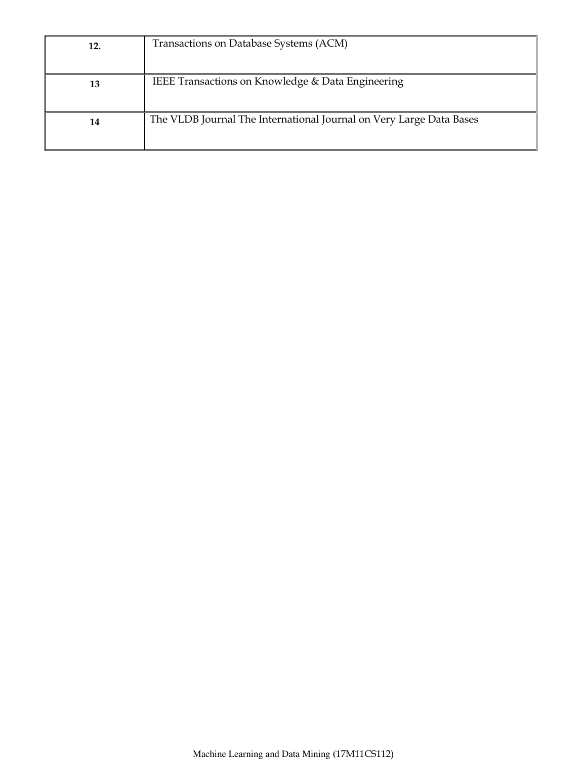| | |
|---|---|
| **12.** | Transactions on Database Systems (ACM) |
| **13** | IEEE Transactions on Knowledge & Data Engineering |
| **14** | The VLDB Journal The International Journal on Very Large Data Bases |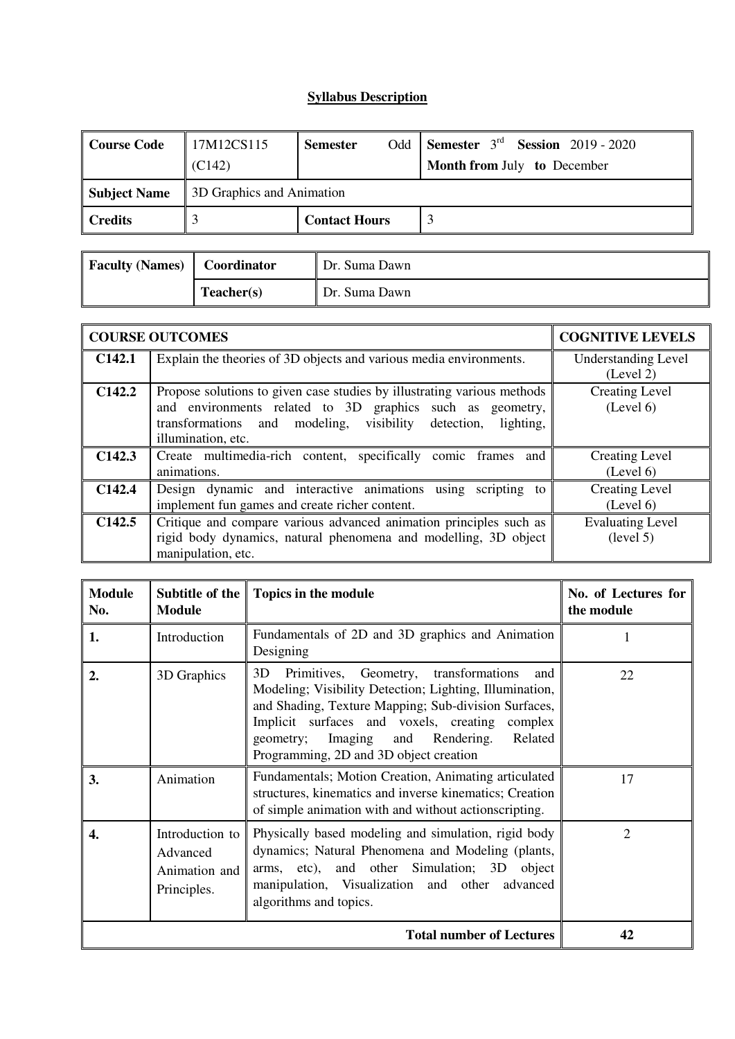# Syllabus Description

| Course Code | 17M12CS115 (C142) | Semester Odd | Semester 3rd Session 2019 - 2020<br>Month from July to December |
|---|---|---|---|
| Subject Name | 3D Graphics and Animation | | |
| Credits | 3 | Contact Hours | 3 |

| Faculty (Names) | Coordinator | Dr. Suma Dawn |
|---|---|---|
| | Teacher(s) | Dr. Suma Dawn |

| COURSE OUTCOMES | | COGNITIVE LEVELS |
|---|---|---|
| C142.1 | Explain the theories of 3D objects and various media environments. | Understanding Level (Level 2) |
| C142.2 | Propose solutions to given case studies by illustrating various methods and environments related to 3D graphics such as geometry, transformations and modeling, visibility detection, lighting, illumination, etc. | Creating Level (Level 6) |
| C142.3 | Create multimedia-rich content, specifically comic frames and animations. | Creating Level (Level 6) |
| C142.4 | Design dynamic and interactive animations using scripting to implement fun games and create richer content. | Creating Level (Level 6) |
| C142.5 | Critique and compare various advanced animation principles such as rigid body dynamics, natural phenomena and modelling, 3D object manipulation, etc. | Evaluating Level (level 5) |

| Module No. | Subtitle of the Module | Topics in the module | No. of Lectures for the module |
|---|---|---|---|
| 1. | Introduction | Fundamentals of 2D and 3D graphics and Animation Designing | 1 |
| 2. | 3D Graphics | 3D Primitives, Geometry, transformations and Modeling; Visibility Detection; Lighting, Illumination, and Shading, Texture Mapping; Sub-division Surfaces, Implicit surfaces and voxels, creating complex geometry; Imaging and Rendering. Related Programming, 2D and 3D object creation | 22 |
| 3. | Animation | Fundamentals; Motion Creation, Animating articulated structures, kinematics and inverse kinematics; Creation of simple animation with and without actionscripting. | 17 |
| 4. | Introduction to Advanced Animation and Principles. | Physically based modeling and simulation, rigid body dynamics; Natural Phenomena and Modeling (plants, arms, etc), and other Simulation; 3D object manipulation, Visualization and other advanced algorithms and topics. | 2 |
| | | **Total number of Lectures** | **42** |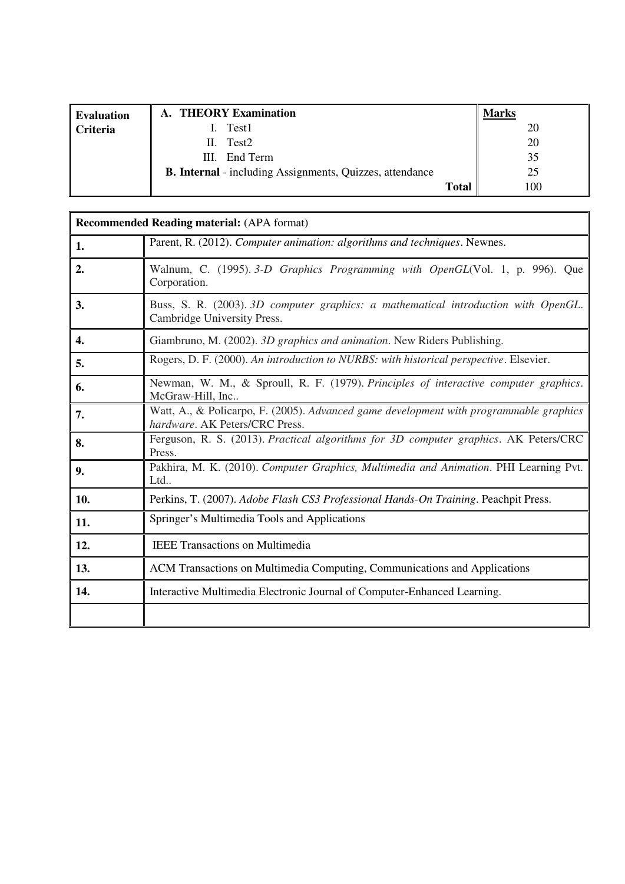| Evaluation Criteria | A. THEORY Examination | Marks |
|---|---|---|
| | I. Test1 | 20 |
| | II. Test2 | 20 |
| | III. End Term | 35 |
| | **B. Internal** - including Assignments, Quizzes, attendance | 25 |
| | **Total** | 100 |

| **Recommended Reading material:** (APA format) | |
|---|---|
| **1.** | Parent, R. (2012). *Computer animation: algorithms and techniques*. Newnes. |
| **2.** | Walnum, C. (1995). *3-D Graphics Programming with OpenGL*(Vol. 1, p. 996). Que Corporation. |
| **3.** | Buss, S. R. (2003). *3D computer graphics: a mathematical introduction with OpenGL*. Cambridge University Press. |
| **4.** | Giambruno, M. (2002). *3D graphics and animation*. New Riders Publishing. |
| **5.** | Rogers, D. F. (2000). *An introduction to NURBS: with historical perspective*. Elsevier. |
| **6.** | Newman, W. M., & Sproull, R. F. (1979). *Principles of interactive computer graphics*. McGraw-Hill, Inc.. |
| **7.** | Watt, A., & Policarpo, F. (2005). *Advanced game development with programmable graphics hardware*. AK Peters/CRC Press. |
| **8.** | Ferguson, R. S. (2013). *Practical algorithms for 3D computer graphics*. AK Peters/CRC Press. |
| **9.** | Pakhira, M. K. (2010). *Computer Graphics, Multimedia and Animation*. PHI Learning Pvt. Ltd.. |
| **10.** | Perkins, T. (2007). *Adobe Flash CS3 Professional Hands-On Training*. Peachpit Press. |
| **11.** | Springer's Multimedia Tools and Applications |
| **12.** | IEEE Transactions on Multimedia |
| **13.** | ACM Transactions on Multimedia Computing, Communications and Applications |
| **14.** | Interactive Multimedia Electronic Journal of Computer-Enhanced Learning. |
| | |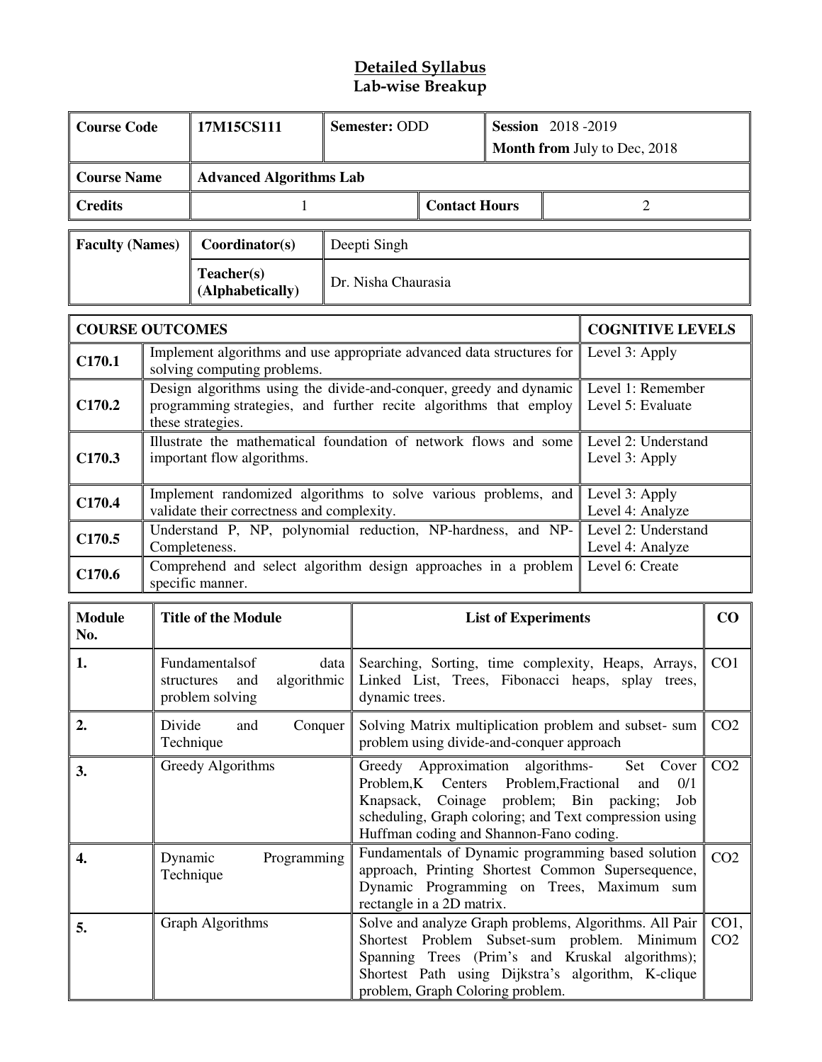# Detailed Syllabus
## Lab-wise Breakup

| Course Code | 17M15CS111 | Semester: ODD | Session 2018 -2019<br>Month from July to Dec, 2018 |
|---|---|---|---|
| Course Name | Advanced Algorithms Lab | | |
| Credits | 1 | Contact Hours | 2 |

| Faculty (Names) | Coordinator(s) | Deepti Singh |
|---|---|---|
| | Teacher(s) (Alphabetically) | Dr. Nisha Chaurasia |

| COURSE OUTCOMES | | COGNITIVE LEVELS |
|---|---|---|
| C170.1 | Implement algorithms and use appropriate advanced data structures for solving computing problems. | Level 3: Apply |
| C170.2 | Design algorithms using the divide-and-conquer, greedy and dynamic programming strategies, and further recite algorithms that employ these strategies. | Level 1: Remember<br>Level 5: Evaluate |
| C170.3 | Illustrate the mathematical foundation of network flows and some important flow algorithms. | Level 2: Understand<br>Level 3: Apply |
| C170.4 | Implement randomized algorithms to solve various problems, and validate their correctness and complexity. | Level 3: Apply<br>Level 4: Analyze |
| C170.5 | Understand P, NP, polynomial reduction, NP-hardness, and NP-Completeness. | Level 2: Understand<br>Level 4: Analyze |
| C170.6 | Comprehend and select algorithm design approaches in a problem specific manner. | Level 6: Create |

| Module No. | Title of the Module | List of Experiments | CO |
|---|---|---|---|
| 1. | Fundamentalsof data structures and algorithmic problem solving | Searching, Sorting, time complexity, Heaps, Arrays, Linked List, Trees, Fibonacci heaps, splay trees, dynamic trees. | CO1 |
| 2. | Divide and Conquer Technique | Solving Matrix multiplication problem and subset- sum problem using divide-and-conquer approach | CO2 |
| 3. | Greedy Algorithms | Greedy Approximation algorithms- Set Cover Problem,K Centers Problem,Fractional and 0/1 Knapsack, Coinage problem; Bin packing; Job scheduling, Graph coloring; and Text compression using Huffman coding and Shannon-Fano coding. | CO2 |
| 4. | Dynamic Programming Technique | Fundamentals of Dynamic programming based solution approach, Printing Shortest Common Supersequence, Dynamic Programming on Trees, Maximum sum rectangle in a 2D matrix. | CO2 |
| 5. | Graph Algorithms | Solve and analyze Graph problems, Algorithms. All Pair Shortest Problem Subset-sum problem. Minimum Spanning Trees (Prim's and Kruskal algorithms); Shortest Path using Dijkstra's algorithm, K-clique problem, Graph Coloring problem. | CO1, CO2 |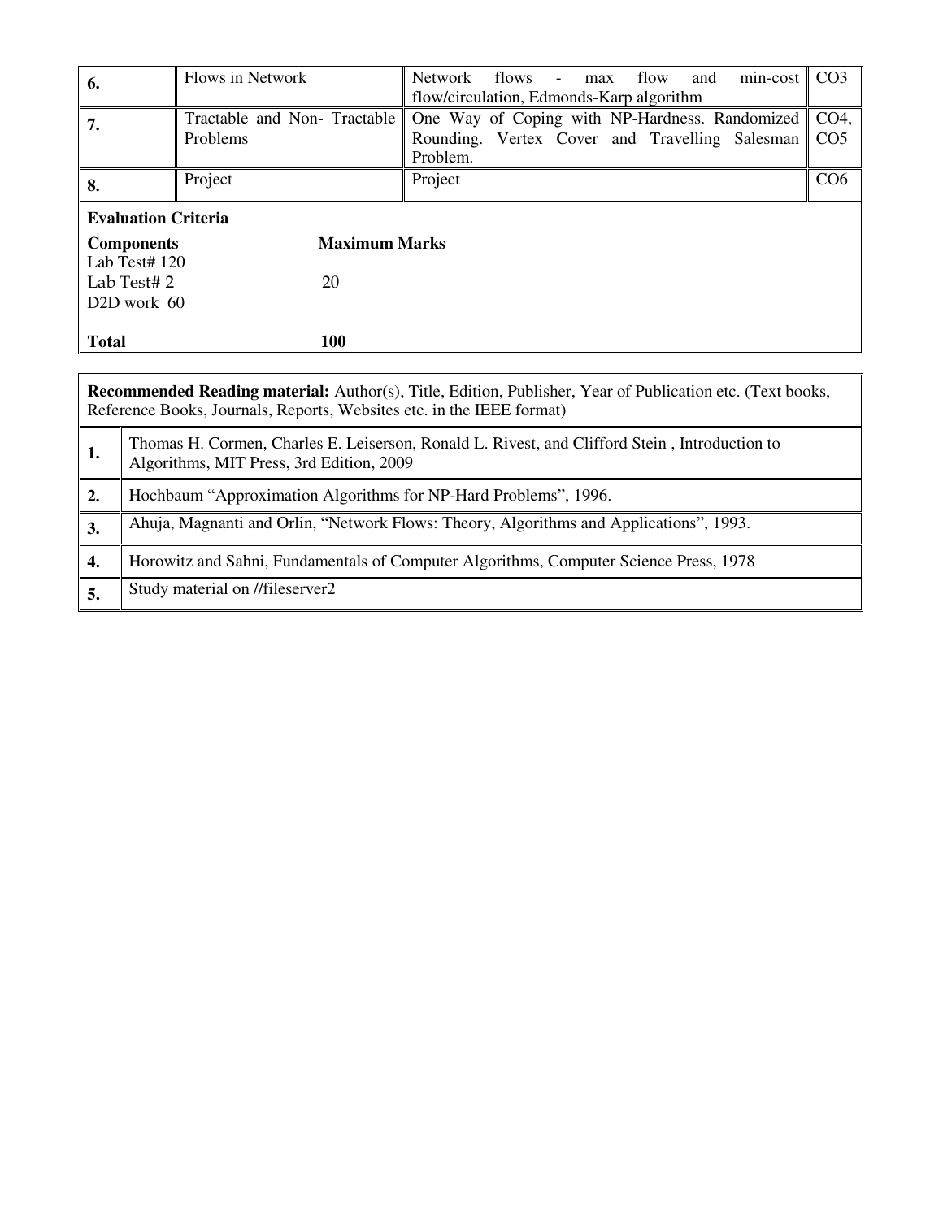| | | | |
|---|---|---|---|
| **6.** | Flows in Network | Network flows - max flow and min-cost flow/circulation, Edmonds-Karp algorithm | CO3 |
| **7.** | Tractable and Non- Tractable Problems | One Way of Coping with NP-Hardness. Randomized Rounding. Vertex Cover and Travelling Salesman Problem. | CO4, CO5 |
| **8.** | Project | Project | CO6 |

**Evaluation Criteria**

| **Components** | **Maximum Marks** |
|---|---|
| Lab Test# 1 | 20 |
| Lab Test# 2 | 20 |
| D2D work | 60 |
| **Total** | **100** |

**Recommended Reading material:** Author(s), Title, Edition, Publisher, Year of Publication etc. (Text books, Reference Books, Journals, Reports, Websites etc. in the IEEE format)

| | |
|---|---|
| **1.** | Thomas H. Cormen, Charles E. Leiserson, Ronald L. Rivest, and Clifford Stein , Introduction to Algorithms, MIT Press, 3rd Edition, 2009 |
| **2.** | Hochbaum "Approximation Algorithms for NP-Hard Problems", 1996. |
| **3.** | Ahuja, Magnanti and Orlin, "Network Flows: Theory, Algorithms and Applications", 1993. |
| **4.** | Horowitz and Sahni, Fundamentals of Computer Algorithms, Computer Science Press, 1978 |
| **5.** | Study material on //fileserver2 |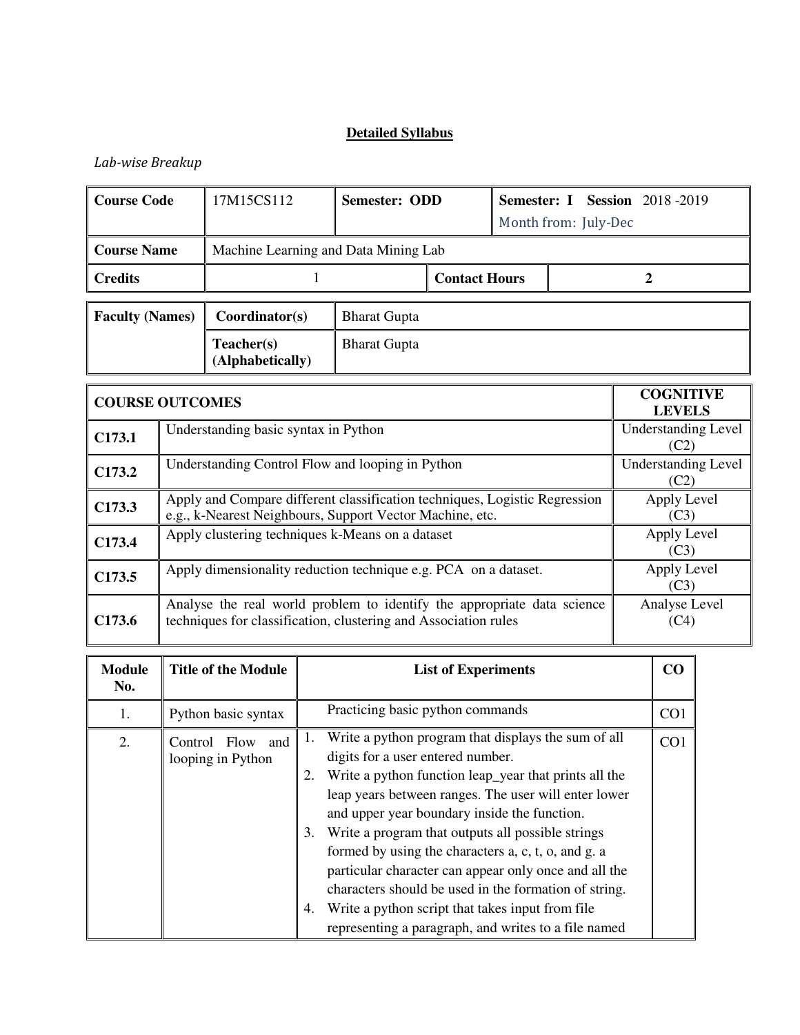**Detailed Syllabus**

*Lab-wise Breakup*

| Course Code | 17M15CS112 | Semester: ODD | | Semester: I Session 2018 -2019<br>Month from: July-Dec |
|---|---|---|---|---|
| Course Name | Machine Learning and Data Mining Lab | | | |
| Credits | 1 | | Contact Hours | 2 |

| Faculty (Names) | Coordinator(s) | Bharat Gupta |
|---|---|---|
| | Teacher(s) (Alphabetically) | Bharat Gupta |

| COURSE OUTCOMES | | COGNITIVE LEVELS |
|---|---|---|
| C173.1 | Understanding basic syntax in Python | Understanding Level (C2) |
| C173.2 | Understanding Control Flow and looping in Python | Understanding Level (C2) |
| C173.3 | Apply and Compare different classification techniques, Logistic Regression e.g., k-Nearest Neighbours, Support Vector Machine, etc. | Apply Level (C3) |
| C173.4 | Apply clustering techniques k-Means on a dataset | Apply Level (C3) |
| C173.5 | Apply dimensionality reduction technique e.g. PCA on a dataset. | Apply Level (C3) |
| C173.6 | Analyse the real world problem to identify the appropriate data science techniques for classification, clustering and Association rules | Analyse Level (C4) |

| Module No. | Title of the Module | List of Experiments | CO |
|---|---|---|---|
| 1. | Python basic syntax | Practicing basic python commands | CO1 |
| 2. | Control Flow and looping in Python | 1. Write a python program that displays the sum of all digits for a user entered number.<br>2. Write a python function leap_year that prints all the leap years between ranges. The user will enter lower and upper year boundary inside the function.<br>3. Write a program that outputs all possible strings formed by using the characters a, c, t, o, and g. a particular character can appear only once and all the characters should be used in the formation of string.<br>4. Write a python script that takes input from file representing a paragraph, and writes to a file named | CO1 |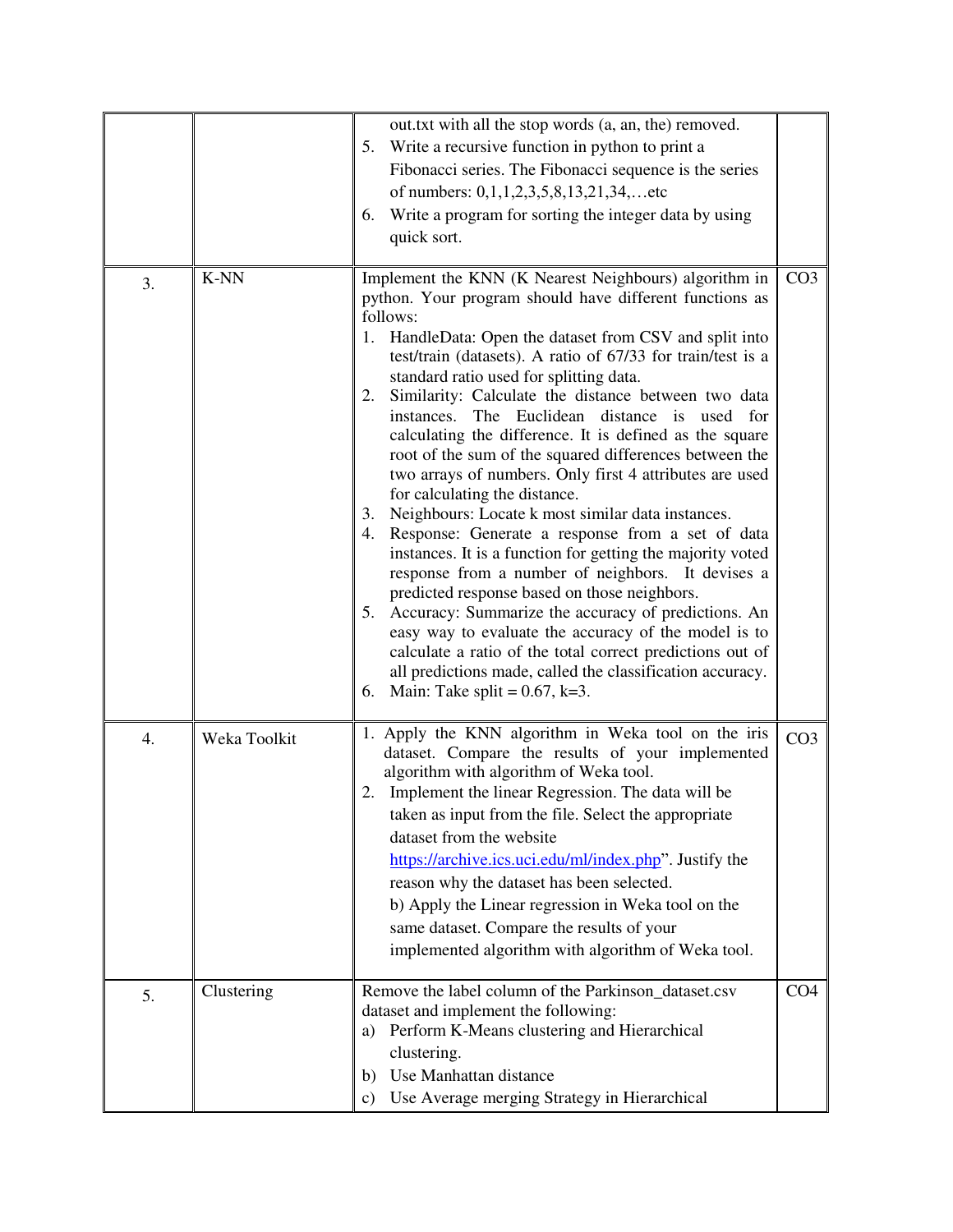| | | | |
|---|---|---|---|
| | | out.txt with all the stop words (a, an, the) removed.<br>5. Write a recursive function in python to print a Fibonacci series. The Fibonacci sequence is the series of numbers: 0,1,1,2,3,5,8,13,21,34,…etc<br>6. Write a program for sorting the integer data by using quick sort. | |
| 3. | K-NN | Implement the KNN (K Nearest Neighbours) algorithm in python. Your program should have different functions as follows:<br>1. HandleData: Open the dataset from CSV and split into test/train (datasets). A ratio of 67/33 for train/test is a standard ratio used for splitting data.<br>2. Similarity: Calculate the distance between two data instances. The Euclidean distance is used for calculating the difference. It is defined as the square root of the sum of the squared differences between the two arrays of numbers. Only first 4 attributes are used for calculating the distance.<br>3. Neighbours: Locate k most similar data instances.<br>4. Response: Generate a response from a set of data instances. It is a function for getting the majority voted response from a number of neighbors. It devises a predicted response based on those neighbors.<br>5. Accuracy: Summarize the accuracy of predictions. An easy way to evaluate the accuracy of the model is to calculate a ratio of the total correct predictions out of all predictions made, called the classification accuracy.<br>6. Main: Take split = 0.67, k=3. | CO3 |
| 4. | Weka Toolkit | 1. Apply the KNN algorithm in Weka tool on the iris dataset. Compare the results of your implemented algorithm with algorithm of Weka tool.<br>2. Implement the linear Regression. The data will be taken as input from the file. Select the appropriate dataset from the website [https://archive.ics.uci.edu/ml/index.php](https://archive.ics.uci.edu/ml/index.php)". Justify the reason why the dataset has been selected.<br>b) Apply the Linear regression in Weka tool on the same dataset. Compare the results of your implemented algorithm with algorithm of Weka tool. | CO3 |
| 5. | Clustering | Remove the label column of the Parkinson_dataset.csv dataset and implement the following:<br>a) Perform K-Means clustering and Hierarchical clustering.<br>b) Use Manhattan distance<br>c) Use Average merging Strategy in Hierarchical | CO4 |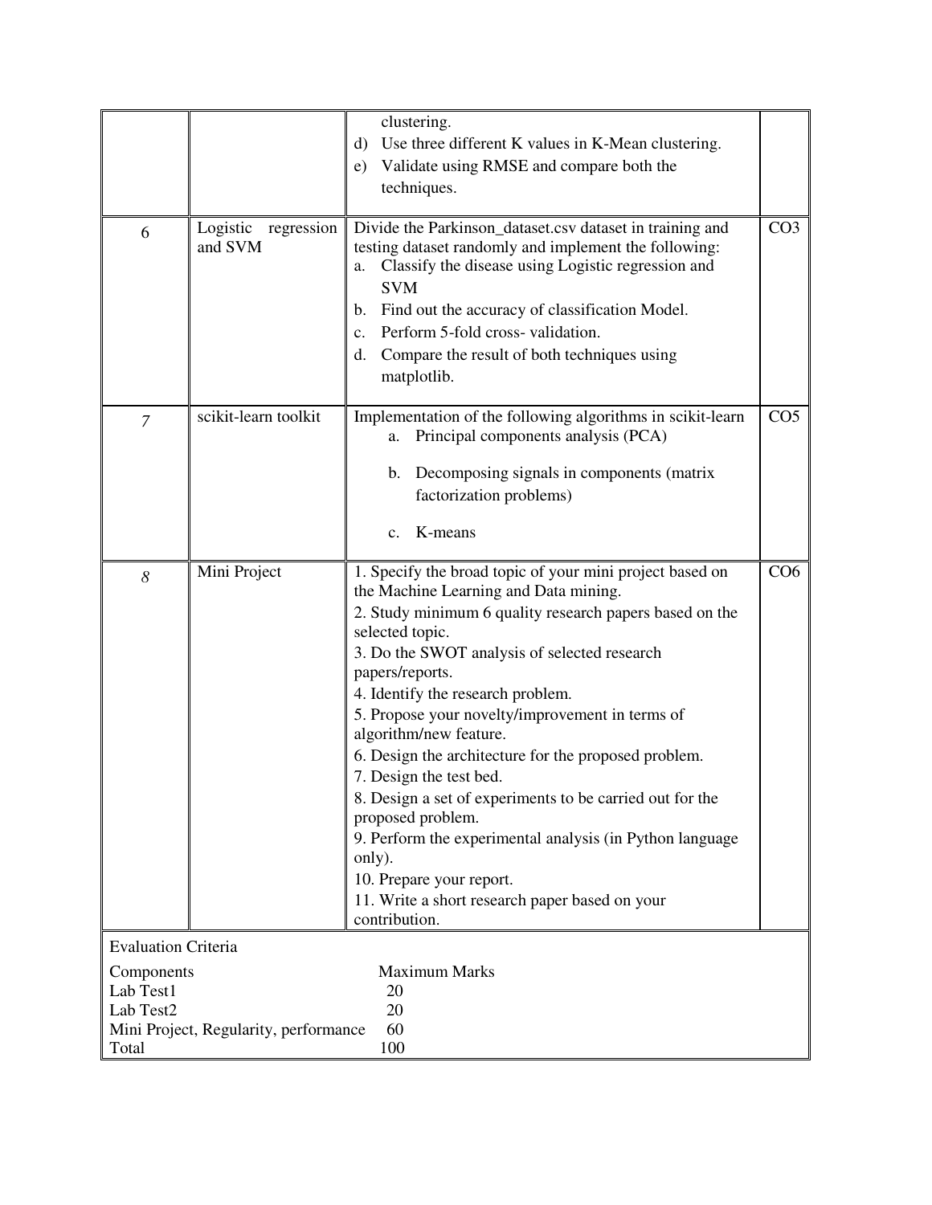|  |  |  |  |
| --- | --- | --- | --- |
|  |  | clustering.<br>d) Use three different K values in K-Mean clustering.<br>e) Validate using RMSE and compare both the techniques. |  |
| 6 | Logistic regression and SVM | Divide the Parkinson_dataset.csv dataset in training and testing dataset randomly and implement the following:<br>a. Classify the disease using Logistic regression and SVM<br>b. Find out the accuracy of classification Model.<br>c. Perform 5-fold cross- validation.<br>d. Compare the result of both techniques using matplotlib. | CO3 |
| *7* | scikit-learn toolkit | Implementation of the following algorithms in scikit-learn<br>a. Principal components analysis (PCA)<br>b. Decomposing signals in components (matrix factorization problems)<br>c. K-means | CO5 |
| *8* | Mini Project | 1. Specify the broad topic of your mini project based on the Machine Learning and Data mining.<br>2. Study minimum 6 quality research papers based on the selected topic.<br>3. Do the SWOT analysis of selected research papers/reports.<br>4. Identify the research problem.<br>5. Propose your novelty/improvement in terms of algorithm/new feature.<br>6. Design the architecture for the proposed problem.<br>7. Design the test bed.<br>8. Design a set of experiments to be carried out for the proposed problem.<br>9. Perform the experimental analysis (in Python language only).<br>10. Prepare your report.<br>11. Write a short research paper based on your contribution. | CO6 |

Evaluation Criteria

| Components | Maximum Marks |
| --- | --- |
| Lab Test1 | 20 |
| Lab Test2 | 20 |
| Mini Project, Regularity, performance | 60 |
| Total | 100 |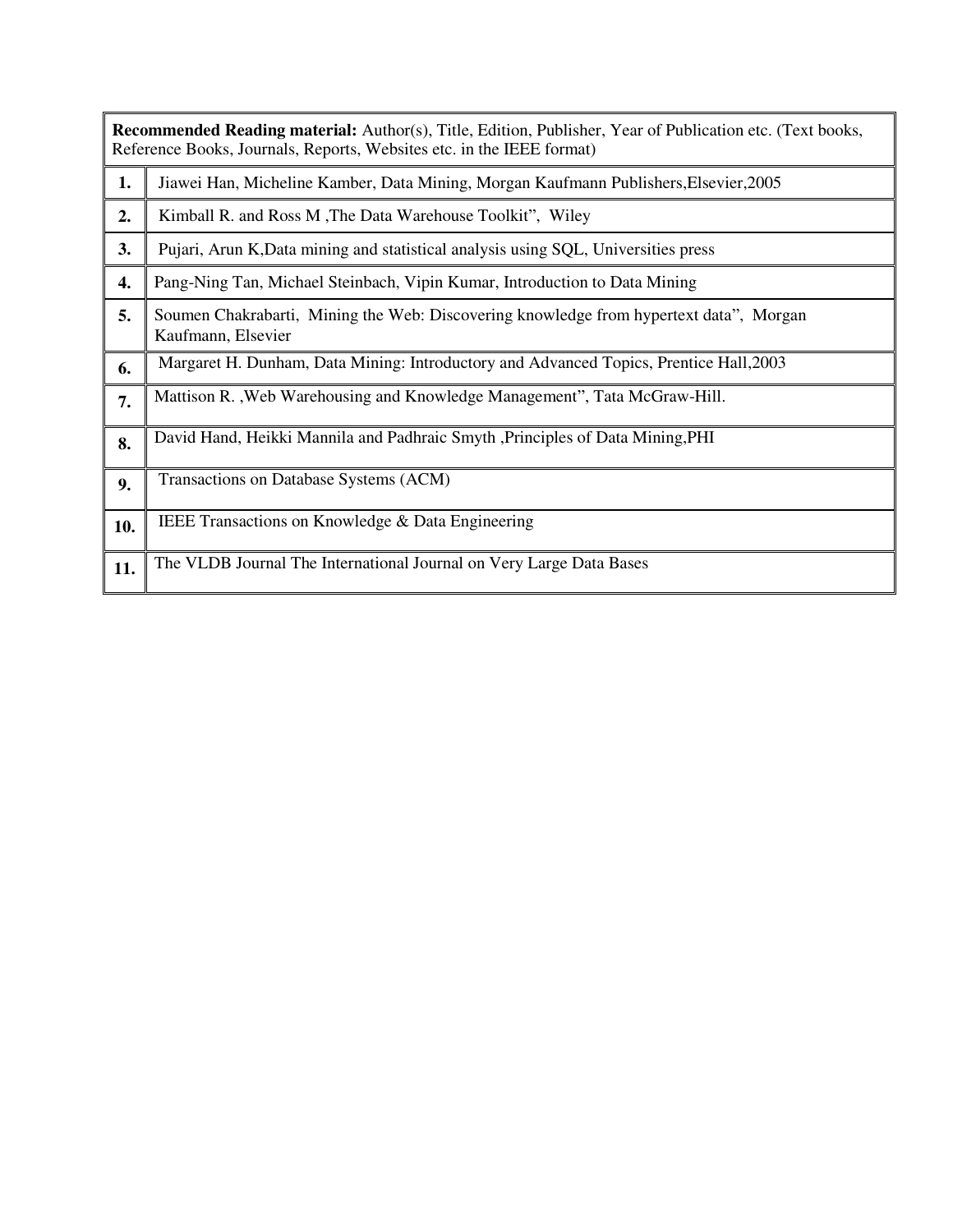| **Recommended Reading material:** Author(s), Title, Edition, Publisher, Year of Publication etc. (Text books, Reference Books, Journals, Reports, Websites etc. in the IEEE format) | |
|---|---|
| **1.** | Jiawei Han, Micheline Kamber, Data Mining, Morgan Kaufmann Publishers,Elsevier,2005 |
| **2.** | Kimball R. and Ross M ,The Data Warehouse Toolkit", Wiley |
| **3.** | Pujari, Arun K,Data mining and statistical analysis using SQL, Universities press |
| **4.** | Pang-Ning Tan, Michael Steinbach, Vipin Kumar, Introduction to Data Mining |
| **5.** | Soumen Chakrabarti, Mining the Web: Discovering knowledge from hypertext data", Morgan Kaufmann, Elsevier |
| **6.** | Margaret H. Dunham, Data Mining: Introductory and Advanced Topics, Prentice Hall,2003 |
| **7.** | Mattison R. ,Web Warehousing and Knowledge Management", Tata McGraw-Hill. |
| **8.** | David Hand, Heikki Mannila and Padhraic Smyth ,Principles of Data Mining,PHI |
| **9.** | Transactions on Database Systems (ACM) |
| **10.** | IEEE Transactions on Knowledge & Data Engineering |
| **11.** | The VLDB Journal The International Journal on Very Large Data Bases |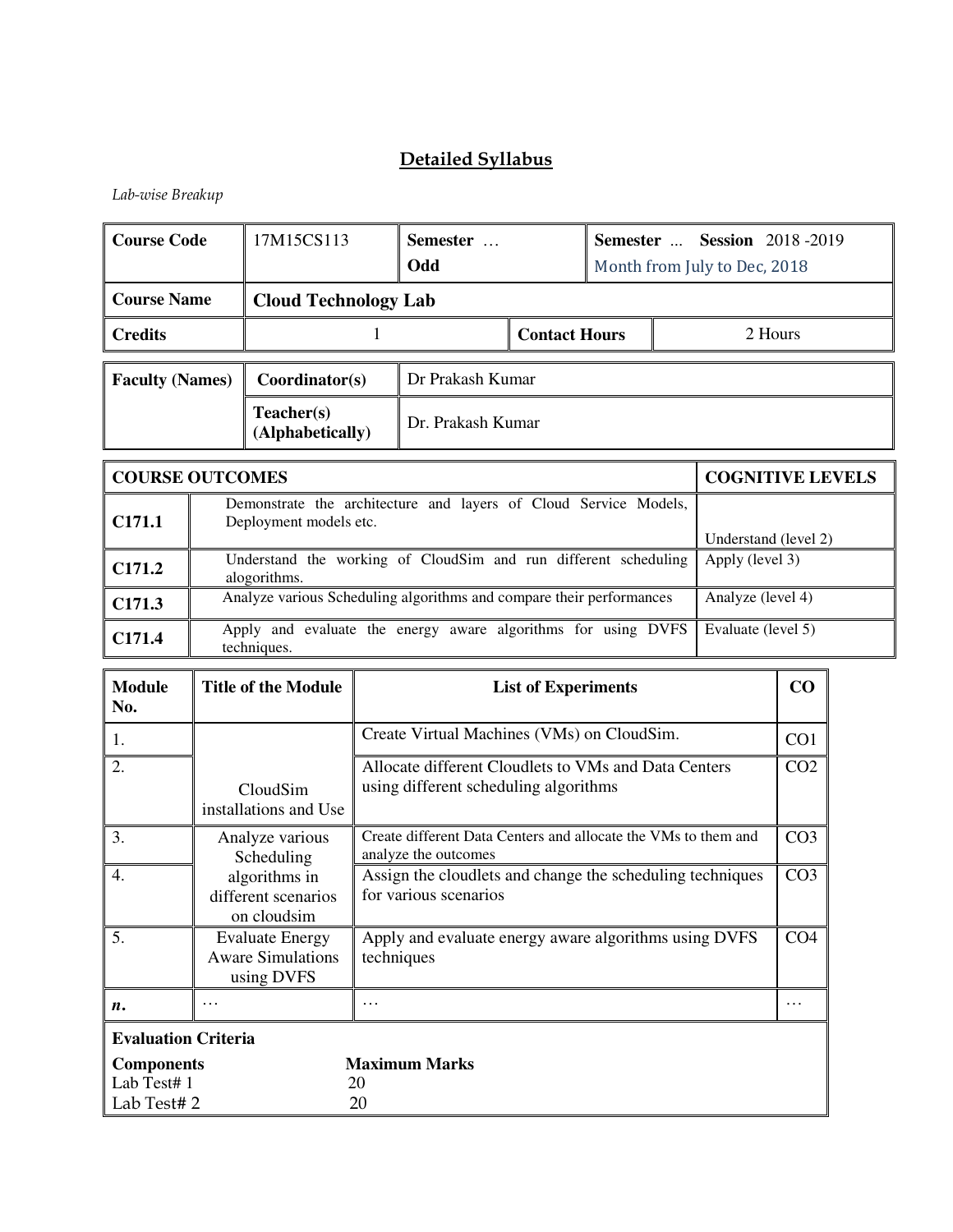## Detailed Syllabus

*Lab-wise Breakup*

| **Course Code** | 17M15CS113 | **Semester** … **Odd** | **Semester** … **Session** 2018 -2019 Month from July to Dec, 2018 |
|---|---|---|---|
| **Course Name** | **Cloud Technology Lab** | | |
| **Credits** | 1 | **Contact Hours** | 2 Hours |

| **Faculty (Names)** | **Coordinator(s)** | Dr Prakash Kumar |
|---|---|---|
| | **Teacher(s) (Alphabetically)** | Dr. Prakash Kumar |

| **COURSE OUTCOMES** | | **COGNITIVE LEVELS** |
|---|---|---|
| **C171.1** | Demonstrate the architecture and layers of Cloud Service Models, Deployment models etc. | Understand (level 2) |
| **C171.2** | Understand the working of CloudSim and run different scheduling alogorithms. | Apply (level 3) |
| **C171.3** | Analyze various Scheduling algorithms and compare their performances | Analyze (level 4) |
| **C171.4** | Apply and evaluate the energy aware algorithms for using DVFS techniques. | Evaluate (level 5) |

| **Module No.** | **Title of the Module** | **List of Experiments** | **CO** |
|---|---|---|---|
| 1. | CloudSim installations and Use | Create Virtual Machines (VMs) on CloudSim. | CO1 |
| 2. | | Allocate different Cloudlets to VMs and Data Centers using different scheduling algorithms | CO2 |
| 3. | Analyze various Scheduling algorithms in different scenarios on cloudsim | Create different Data Centers and allocate the VMs to them and analyze the outcomes | CO3 |
| 4. | | Assign the cloudlets and change the scheduling techniques for various scenarios | CO3 |
| 5. | Evaluate Energy Aware Simulations using DVFS | Apply and evaluate energy aware algorithms using DVFS techniques | CO4 |
| ***n*.** | … | … | … |

**Evaluation Criteria**

| **Components** | **Maximum Marks** |
|---|---|
| Lab Test# 1 | 20 |
| Lab Test# 2 | 20 |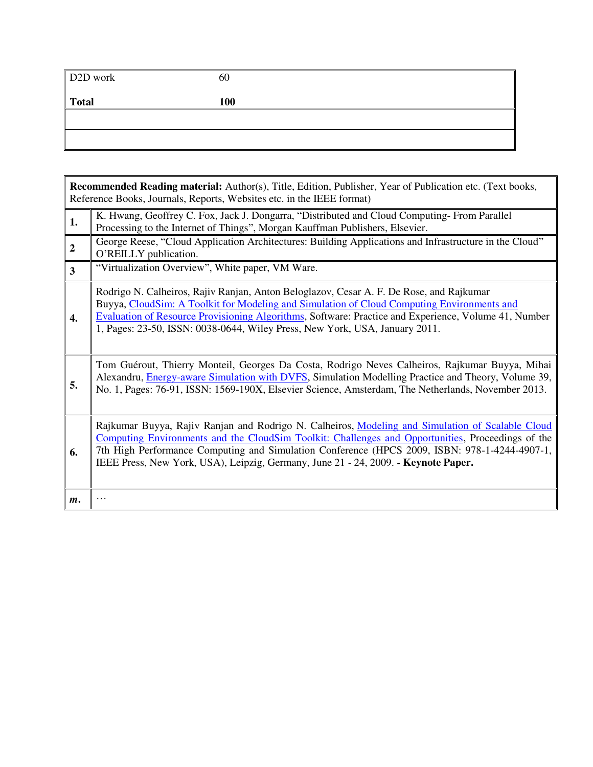| D2D work | 60 |
|---|---|
| **Total** | **100** |
| | |
| | |

| **Recommended Reading material:** Author(s), Title, Edition, Publisher, Year of Publication etc. (Text books, Reference Books, Journals, Reports, Websites etc. in the IEEE format) | |
|---|---|
| **1.** | K. Hwang, Geoffrey C. Fox, Jack J. Dongarra, "Distributed and Cloud Computing- From Parallel Processing to the Internet of Things", Morgan Kauffman Publishers, Elsevier. |
| **2** | George Reese, "Cloud Application Architectures: Building Applications and Infrastructure in the Cloud" O'REILLY publication. |
| **3** | "Virtualization Overview", White paper, VM Ware. |
| **4.** | Rodrigo N. Calheiros, Rajiv Ranjan, Anton Beloglazov, Cesar A. F. De Rose, and Rajkumar Buyya, CloudSim: A Toolkit for Modeling and Simulation of Cloud Computing Environments and Evaluation of Resource Provisioning Algorithms, Software: Practice and Experience, Volume 41, Number 1, Pages: 23-50, ISSN: 0038-0644, Wiley Press, New York, USA, January 2011. |
| **5.** | Tom Guérout, Thierry Monteil, Georges Da Costa, Rodrigo Neves Calheiros, Rajkumar Buyya, Mihai Alexandru, Energy-aware Simulation with DVFS, Simulation Modelling Practice and Theory, Volume 39, No. 1, Pages: 76-91, ISSN: 1569-190X, Elsevier Science, Amsterdam, The Netherlands, November 2013. |
| **6.** | Rajkumar Buyya, Rajiv Ranjan and Rodrigo N. Calheiros, Modeling and Simulation of Scalable Cloud Computing Environments and the CloudSim Toolkit: Challenges and Opportunities, Proceedings of the 7th High Performance Computing and Simulation Conference (HPCS 2009, ISBN: 978-1-4244-4907-1, IEEE Press, New York, USA), Leipzig, Germany, June 21 - 24, 2009. **- Keynote Paper.** |
| ***m.*** | … |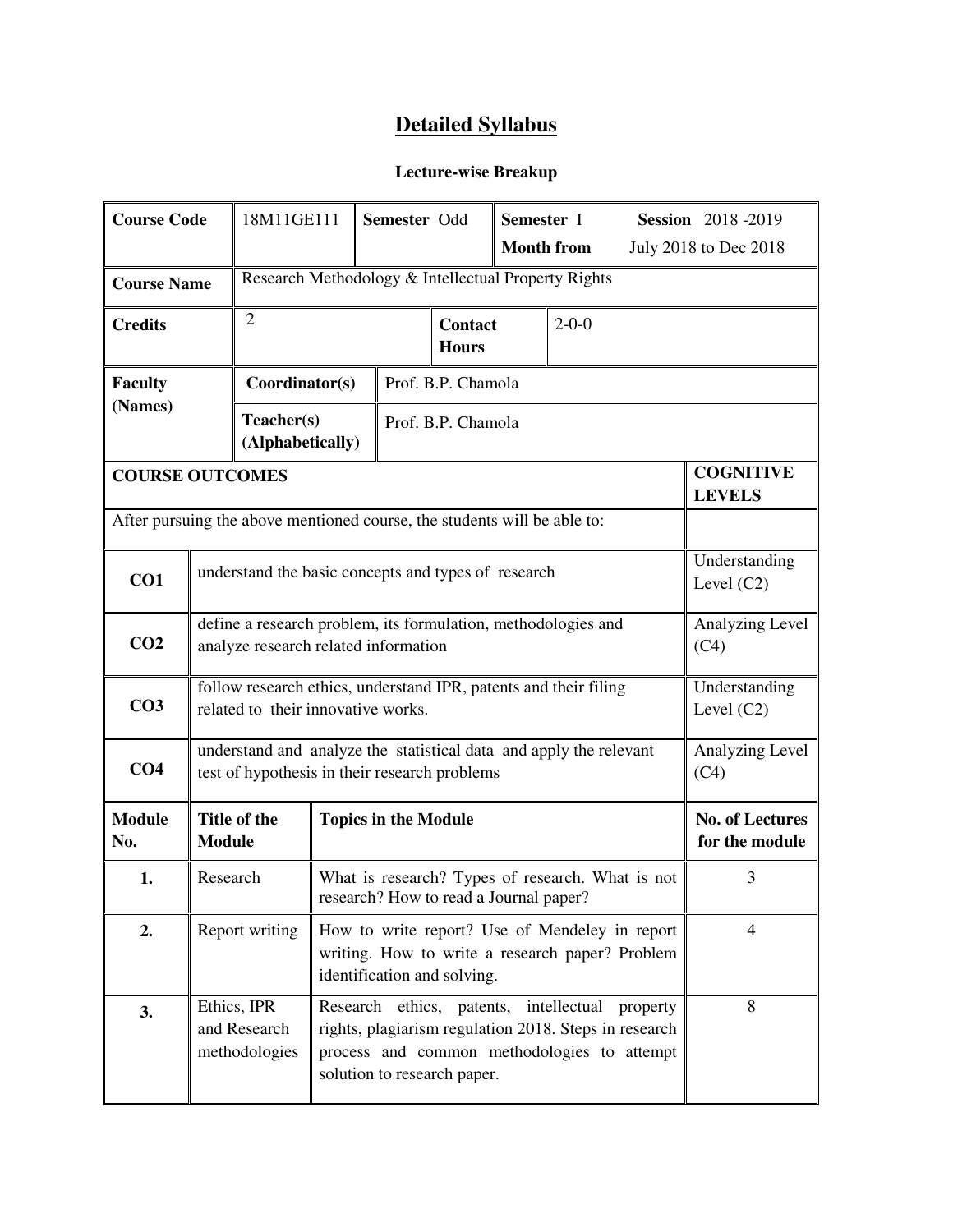# Detailed Syllabus

### Lecture-wise Breakup

| Course Code | 18M11GE111 | Semester Odd | Semester I | Session 2018 -2019 Month from July 2018 to Dec 2018 |
|---|---|---|---|---|
| **Course Name** | Research Methodology & Intellectual Property Rights | | | |
| **Credits** | 2 | | **Contact Hours** | 2-0-0 |
| **Faculty (Names)** | **Coordinator(s)** | Prof. B.P. Chamola | | |
| | **Teacher(s) (Alphabetically)** | Prof. B.P. Chamola | | |

| **COURSE OUTCOMES** | | **COGNITIVE LEVELS** |
|---|---|---|
| After pursuing the above mentioned course, the students will be able to: | | |
| **CO1** | understand the basic concepts and types of research | Understanding Level (C2) |
| **CO2** | define a research problem, its formulation, methodologies and analyze research related information | Analyzing Level (C4) |
| **CO3** | follow research ethics, understand IPR, patents and their filing related to their innovative works. | Understanding Level (C2) |
| **CO4** | understand and analyze the statistical data and apply the relevant test of hypothesis in their research problems | Analyzing Level (C4) |

| **Module No.** | **Title of the Module** | **Topics in the Module** | **No. of Lectures for the module** |
|---|---|---|---|
| **1.** | Research | What is research? Types of research. What is not research? How to read a Journal paper? | 3 |
| **2.** | Report writing | How to write report? Use of Mendeley in report writing. How to write a research paper? Problem identification and solving. | 4 |
| **3.** | Ethics, IPR and Research methodologies | Research ethics, patents, intellectual property rights, plagiarism regulation 2018. Steps in research process and common methodologies to attempt solution to research paper. | 8 |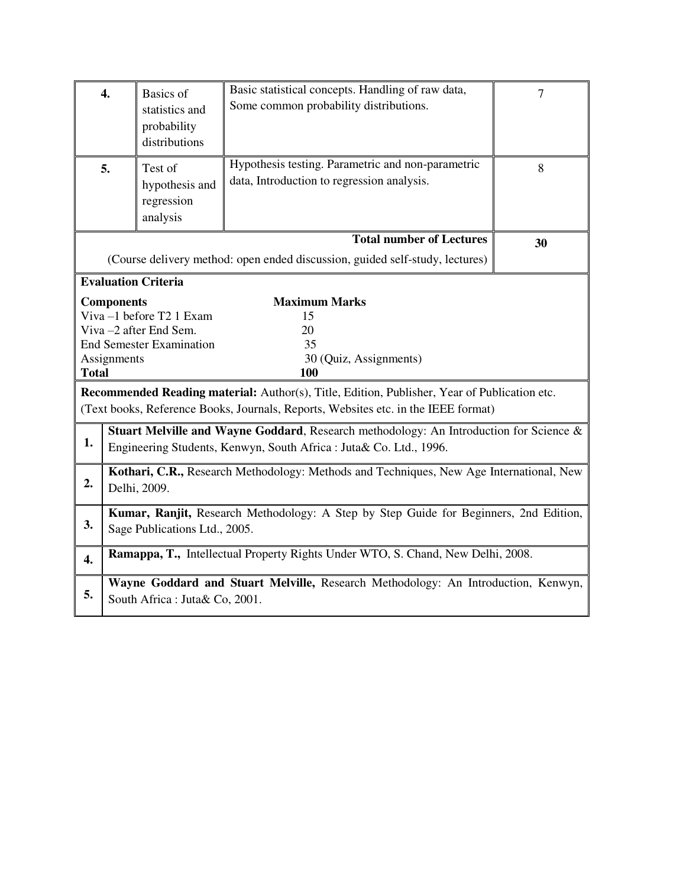| 4. | Basics of statistics and probability distributions | Basic statistical concepts. Handling of raw data, Some common probability distributions. | 7 |
|---|---|---|---|
| 5. | Test of hypothesis and regression analysis | Hypothesis testing. Parametric and non-parametric data, Introduction to regression analysis. | 8 |
| | | **Total number of Lectures** | **30** |
| | | (Course delivery method: open ended discussion, guided self-study, lectures) | |

**Evaluation Criteria**

| **Components** | **Maximum Marks** |
|---|---|
| Viva –1 before T2 1 Exam | 15 |
| Viva –2 after End Sem. | 20 |
| End Semester Examination | 35 |
| Assignments | 30 (Quiz, Assignments) |
| **Total** | **100** |

**Recommended Reading material:** Author(s), Title, Edition, Publisher, Year of Publication etc. (Text books, Reference Books, Journals, Reports, Websites etc. in the IEEE format)

| | |
|---|---|
| **1.** | **Stuart Melville and Wayne Goddard**, Research methodology: An Introduction for Science & Engineering Students, Kenwyn, South Africa : Juta& Co. Ltd., 1996. |
| **2.** | **Kothari, C.R.,** Research Methodology: Methods and Techniques, New Age International, New Delhi, 2009. |
| **3.** | **Kumar, Ranjit,** Research Methodology: A Step by Step Guide for Beginners, 2nd Edition, Sage Publications Ltd., 2005. |
| **4.** | **Ramappa, T.,** Intellectual Property Rights Under WTO, S. Chand, New Delhi, 2008. |
| **5.** | **Wayne Goddard and Stuart Melville,** Research Methodology: An Introduction, Kenwyn, South Africa : Juta& Co, 2001. |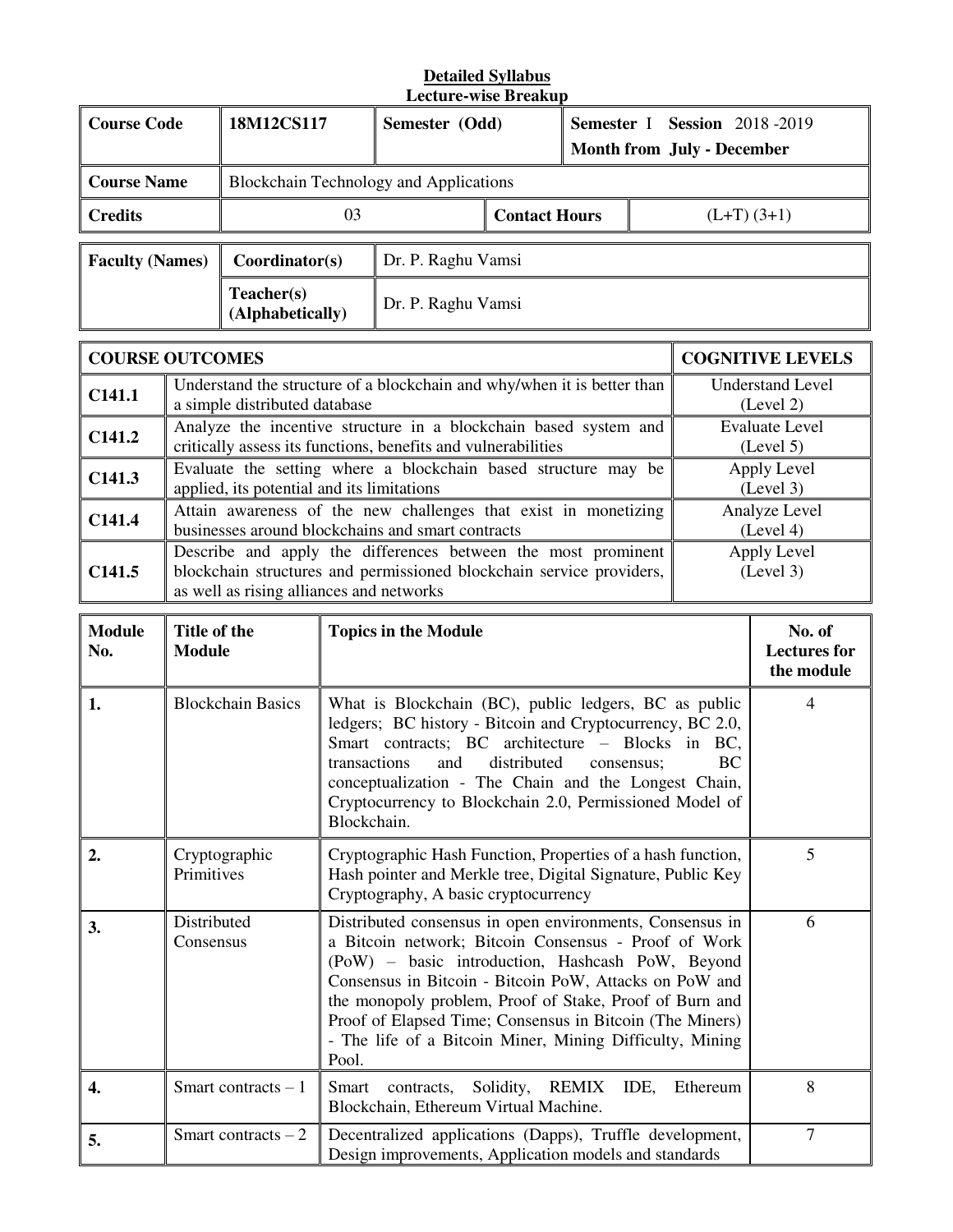**Detailed Syllabus**
**Lecture-wise Breakup**

| **Course Code** | **18M12CS117** | **Semester (Odd)** | **Semester** I **Session** 2018 -2019 **Month from July - December** |
|---|---|---|---|
| **Course Name** | Blockchain Technology and Applications | | |
| **Credits** | 03 | **Contact Hours** | (L+T) (3+1) |

| **Faculty (Names)** | **Coordinator(s)** | Dr. P. Raghu Vamsi |
|---|---|---|
| | **Teacher(s) (Alphabetically)** | Dr. P. Raghu Vamsi |

| **COURSE OUTCOMES** | | **COGNITIVE LEVELS** |
|---|---|---|
| **C141.1** | Understand the structure of a blockchain and why/when it is better than a simple distributed database | Understand Level (Level 2) |
| **C141.2** | Analyze the incentive structure in a blockchain based system and critically assess its functions, benefits and vulnerabilities | Evaluate Level (Level 5) |
| **C141.3** | Evaluate the setting where a blockchain based structure may be applied, its potential and its limitations | Apply Level (Level 3) |
| **C141.4** | Attain awareness of the new challenges that exist in monetizing businesses around blockchains and smart contracts | Analyze Level (Level 4) |
| **C141.5** | Describe and apply the differences between the most prominent blockchain structures and permissioned blockchain service providers, as well as rising alliances and networks | Apply Level (Level 3) |

| **Module No.** | **Title of the Module** | **Topics in the Module** | **No. of Lectures for the module** |
|---|---|---|---|
| **1.** | Blockchain Basics | What is Blockchain (BC), public ledgers, BC as public ledgers; BC history - Bitcoin and Cryptocurrency, BC 2.0, Smart contracts; BC architecture – Blocks in BC, transactions and distributed consensus; BC conceptualization - The Chain and the Longest Chain, Cryptocurrency to Blockchain 2.0, Permissioned Model of Blockchain. | 4 |
| **2.** | Cryptographic Primitives | Cryptographic Hash Function, Properties of a hash function, Hash pointer and Merkle tree, Digital Signature, Public Key Cryptography, A basic cryptocurrency | 5 |
| **3.** | Distributed Consensus | Distributed consensus in open environments, Consensus in a Bitcoin network; Bitcoin Consensus - Proof of Work (PoW) – basic introduction, Hashcash PoW, Beyond Consensus in Bitcoin - Bitcoin PoW, Attacks on PoW and the monopoly problem, Proof of Stake, Proof of Burn and Proof of Elapsed Time; Consensus in Bitcoin (The Miners) - The life of a Bitcoin Miner, Mining Difficulty, Mining Pool. | 6 |
| **4.** | Smart contracts – 1 | Smart contracts, Solidity, REMIX IDE, Ethereum Blockchain, Ethereum Virtual Machine. | 8 |
| **5.** | Smart contracts – 2 | Decentralized applications (Dapps), Truffle development, Design improvements, Application models and standards | 7 |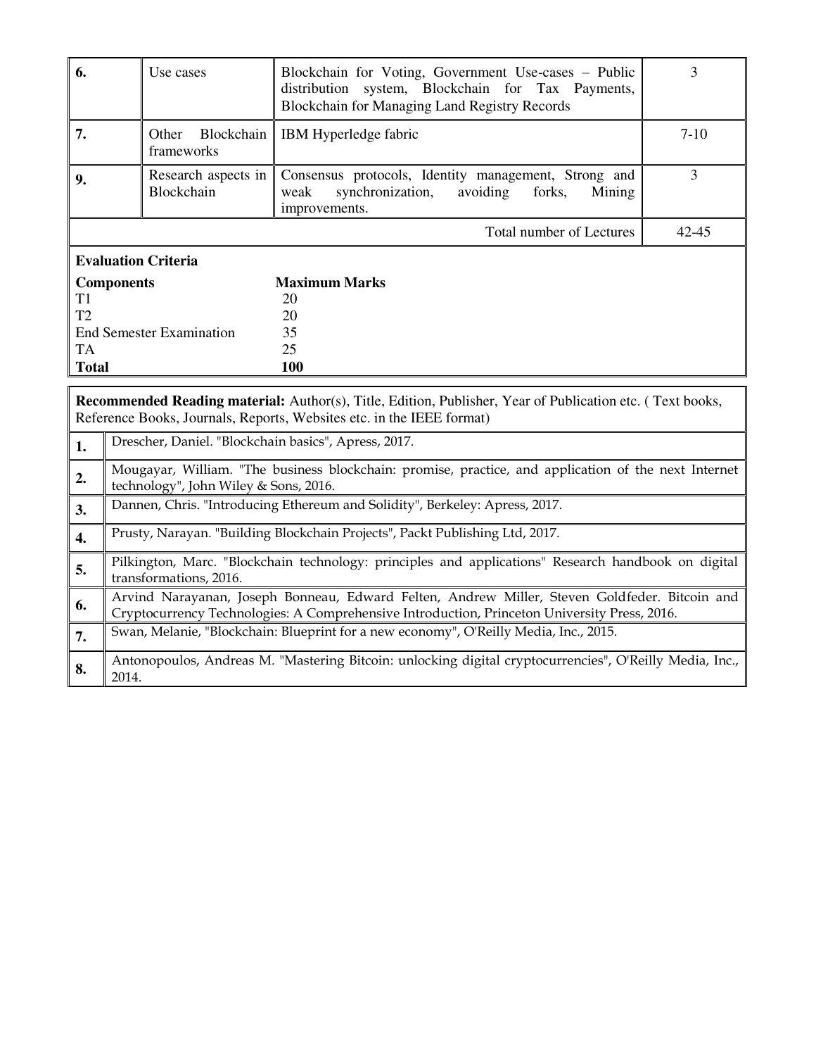| | | | |
|---|---|---|---|
| **6.** | Use cases | Blockchain for Voting, Government Use-cases – Public distribution system, Blockchain for Tax Payments, Blockchain for Managing Land Registry Records | 3 |
| **7.** | Other Blockchain frameworks | IBM Hyperledge fabric | 7-10 |
| **9.** | Research aspects in Blockchain | Consensus protocols, Identity management, Strong and weak synchronization, avoiding forks, Mining improvements. | 3 |
| | | Total number of Lectures | 42-45 |

**Evaluation Criteria**

| **Components** | **Maximum Marks** |
|---|---|
| T1 | 20 |
| T2 | 20 |
| End Semester Examination | 35 |
| TA | 25 |
| **Total** | **100** |

**Recommended Reading material:** Author(s), Title, Edition, Publisher, Year of Publication etc. ( Text books, Reference Books, Journals, Reports, Websites etc. in the IEEE format)

| | |
|---|---|
| **1.** | Drescher, Daniel. "Blockchain basics", Apress, 2017. |
| **2.** | Mougayar, William. "The business blockchain: promise, practice, and application of the next Internet technology", John Wiley & Sons, 2016. |
| **3.** | Dannen, Chris. "Introducing Ethereum and Solidity", Berkeley: Apress, 2017. |
| **4.** | Prusty, Narayan. "Building Blockchain Projects", Packt Publishing Ltd, 2017. |
| **5.** | Pilkington, Marc. "Blockchain technology: principles and applications" Research handbook on digital transformations, 2016. |
| **6.** | Arvind Narayanan, Joseph Bonneau, Edward Felten, Andrew Miller, Steven Goldfeder. Bitcoin and Cryptocurrency Technologies: A Comprehensive Introduction, Princeton University Press, 2016. |
| **7.** | Swan, Melanie, "Blockchain: Blueprint for a new economy", O'Reilly Media, Inc., 2015. |
| **8.** | Antonopoulos, Andreas M. "Mastering Bitcoin: unlocking digital cryptocurrencies", O'Reilly Media, Inc., 2014. |